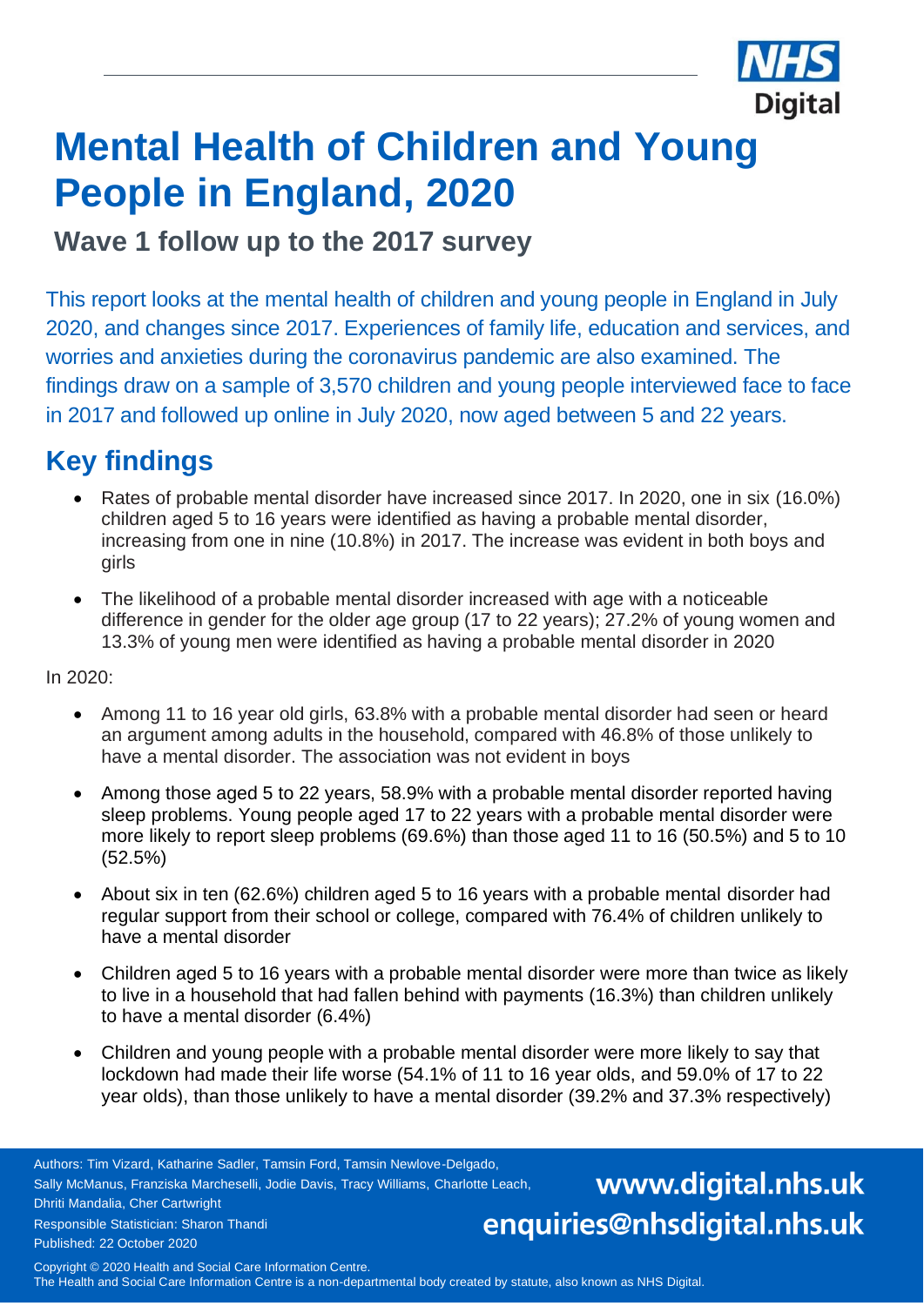# Mental Health of Children and Young People in England, 2020

## Wave 1 follow up to the 2017 survey

This report looks at the mental health of children and young people in England in July 2020, and changes since 2017. Experiences of family life, education and services, and worries and anxieties during the coronavirus pandemic are also examined. The findings draw on a sample of 3,570 children and young people interviewed face to face in 2017 and followed up online in July 2020, now aged between 5 and 22 years.

## Key findings

- Rates of probable mental disorder have increased since 2017. In 2020, one in six (16.0%) children aged 5 to 16 years were identified as having a probable mental disorder, increasing from one in nine (10.8%) in 2017. The increase was evident in both boys and girls
- The likelihood of a probable mental disorder increased with age with a noticeable difference in gender for the older age group (17 to 22 years); 27.2% of young women and 13.3% of young men were identified as having a probable mental disorder in 2020

In 2020:

- Among 11 to 16 year old girls, 63.8% with a probable mental disorder had seen or heard an argument among adults in the household, compared with 46.8% of those unlikely to have a mental disorder. The association was not evident in boys
- Among those aged 5 to 22 years, 58.9% with a probable mental disorder reported having sleep problems. Young people aged 17 to 22 years with a probable mental disorder were more likely to report sleep problems (69.6%) than those aged 11 to 16 (50.5%) and 5 to 10 (52.5%)
- About six in ten (62.6%) children aged 5 to 16 years with a probable mental disorder had regular support from their school or college, compared with 76.4% of children unlikely to have a mental disorder
- Children aged 5 to 16 years with a probable mental disorder were more than twice as likely to live in a household that had fallen behind with payments (16.3%) than children unlikely to have a mental disorder (6.4%)
- Children and young people with a probable mental disorder were more likely to say that lockdown had made their life worse (54.1% of 11 to 16 year olds, and 59.0% of 17 to 22 year olds), than those unlikely to have a mental disorder (39.2% and 37.3% respectively)

Authors: Tim Vizard, Katharine Sadler, Tamsin Ford, Tamsin Newlove-Delgado, Sally McManus, Franziska Marcheselli, Jodie Davis, Tracy Williams, Charlotte Leach, Dhriti Mandalia, Cher Cartwright

Responsible Statistician: Sharon Thandi

Published: 22 October 2020

www.digital.nhs.uk

enquiries@nhsdigital.nhs.uk

Copyright © 2020 Health and Social Care Information Centre.
The Health and Social Care Information Centre is a non-departmental body created by statute, also known as NHS Digital.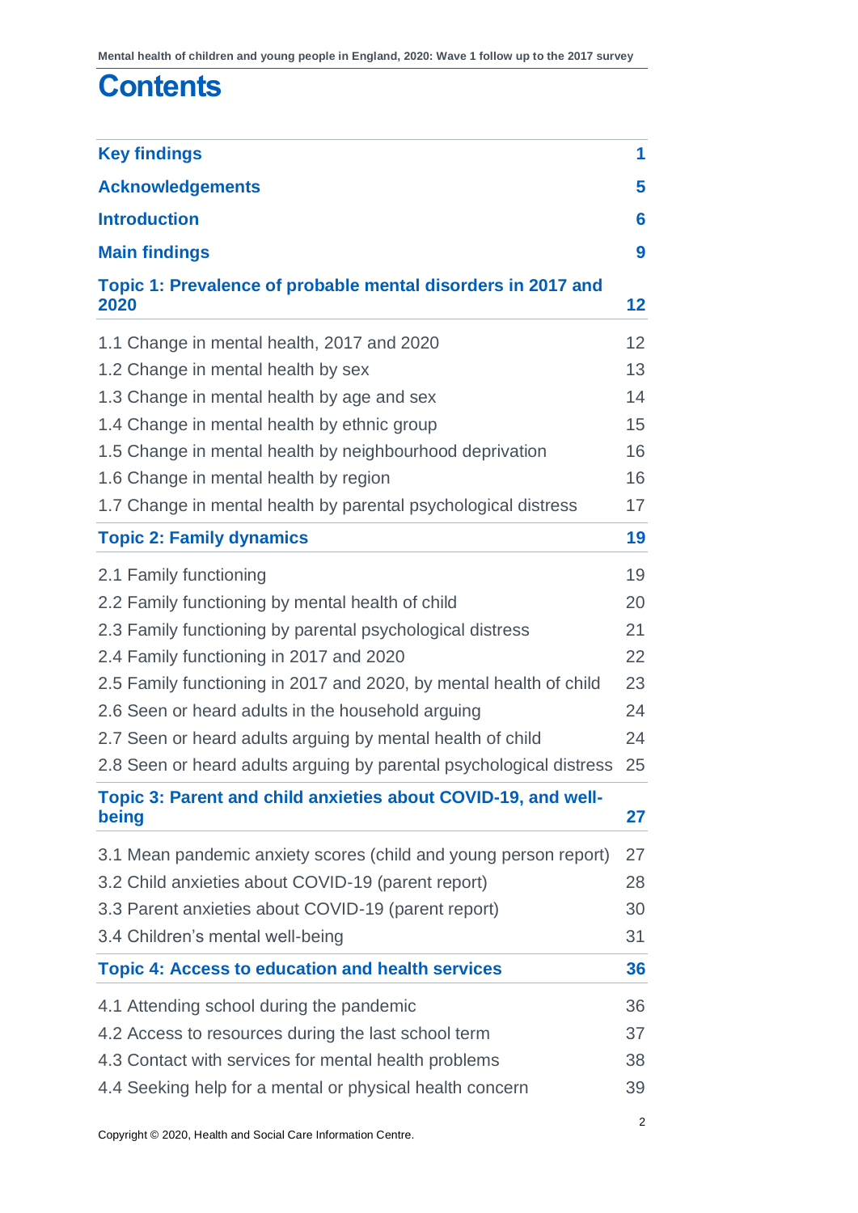# Contents

| | |
|---|---|
| **Key findings** | **1** |
| **Acknowledgements** | **5** |
| **Introduction** | **6** |
| **Main findings** | **9** |
| **Topic 1: Prevalence of probable mental disorders in 2017 and 2020** | **12** |
| 1.1 Change in mental health, 2017 and 2020 | 12 |
| 1.2 Change in mental health by sex | 13 |
| 1.3 Change in mental health by age and sex | 14 |
| 1.4 Change in mental health by ethnic group | 15 |
| 1.5 Change in mental health by neighbourhood deprivation | 16 |
| 1.6 Change in mental health by region | 16 |
| 1.7 Change in mental health by parental psychological distress | 17 |
| **Topic 2: Family dynamics** | **19** |
| 2.1 Family functioning | 19 |
| 2.2 Family functioning by mental health of child | 20 |
| 2.3 Family functioning by parental psychological distress | 21 |
| 2.4 Family functioning in 2017 and 2020 | 22 |
| 2.5 Family functioning in 2017 and 2020, by mental health of child | 23 |
| 2.6 Seen or heard adults in the household arguing | 24 |
| 2.7 Seen or heard adults arguing by mental health of child | 24 |
| 2.8 Seen or heard adults arguing by parental psychological distress | 25 |
| **Topic 3: Parent and child anxieties about COVID-19, and well-being** | **27** |
| 3.1 Mean pandemic anxiety scores (child and young person report) | 27 |
| 3.2 Child anxieties about COVID-19 (parent report) | 28 |
| 3.3 Parent anxieties about COVID-19 (parent report) | 30 |
| 3.4 Children's mental well-being | 31 |
| **Topic 4: Access to education and health services** | **36** |
| 4.1 Attending school during the pandemic | 36 |
| 4.2 Access to resources during the last school term | 37 |
| 4.3 Contact with services for mental health problems | 38 |
| 4.4 Seeking help for a mental or physical health concern | 39 |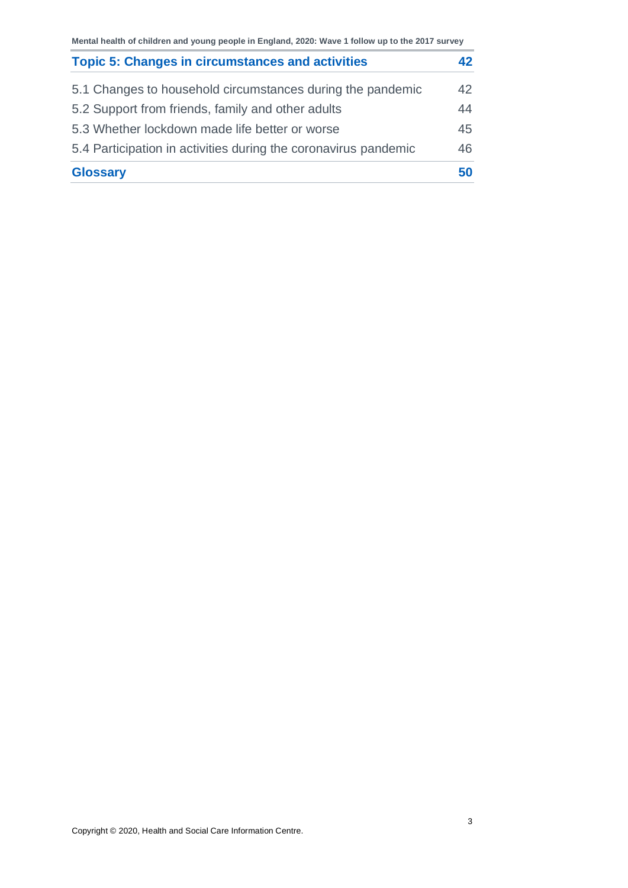| **Topic 5: Changes in circumstances and activities** | **42** |
|---|---|
| 5.1 Changes to household circumstances during the pandemic | 42 |
| 5.2 Support from friends, family and other adults | 44 |
| 5.3 Whether lockdown made life better or worse | 45 |
| 5.4 Participation in activities during the coronavirus pandemic | 46 |
| **Glossary** | **50** |

Copyright © 2020, Health and Social Care Information Centre.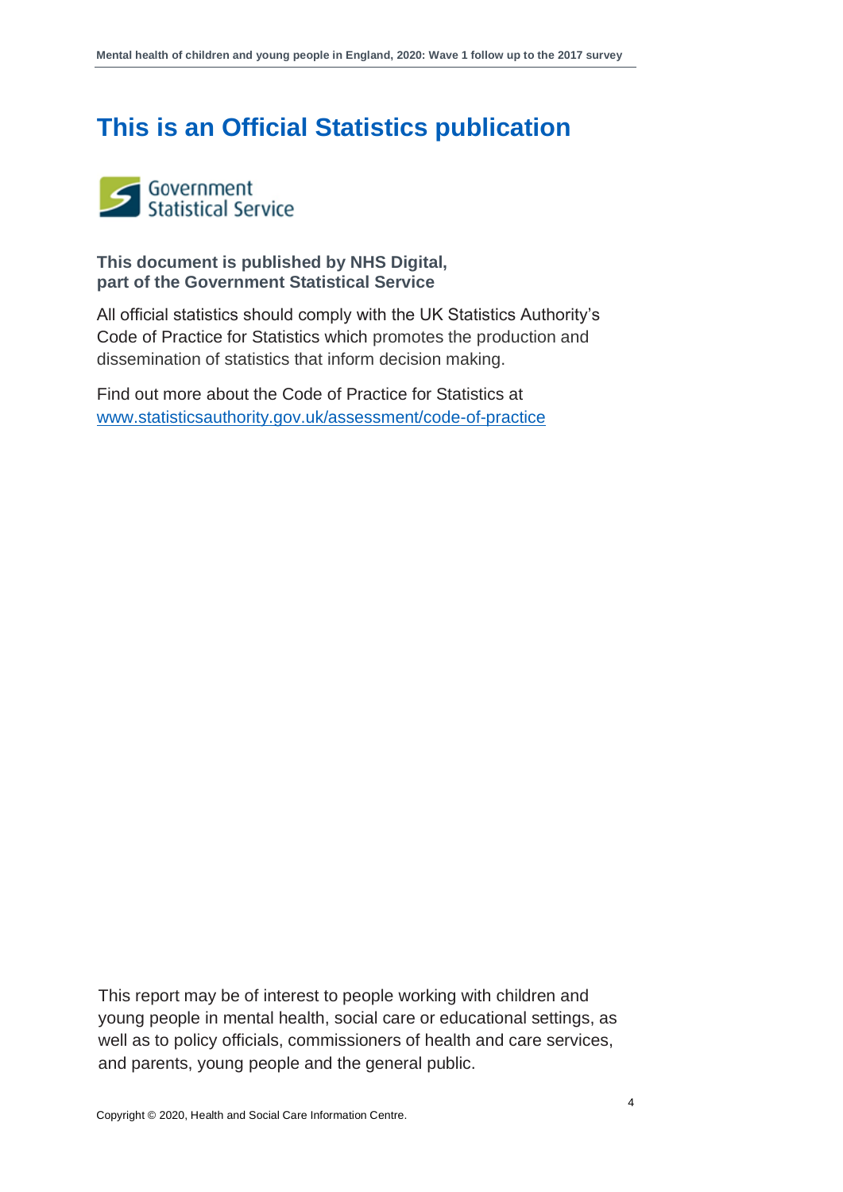# This is an Official Statistics publication

**This document is published by NHS Digital, part of the Government Statistical Service**

All official statistics should comply with the UK Statistics Authority's Code of Practice for Statistics which promotes the production and dissemination of statistics that inform decision making.

Find out more about the Code of Practice for Statistics at [www.statisticsauthority.gov.uk/assessment/code-of-practice](www.statisticsauthority.gov.uk/assessment/code-of-practice)

This report may be of interest to people working with children and young people in mental health, social care or educational settings, as well as to policy officials, commissioners of health and care services, and parents, young people and the general public.

Copyright © 2020, Health and Social Care Information Centre.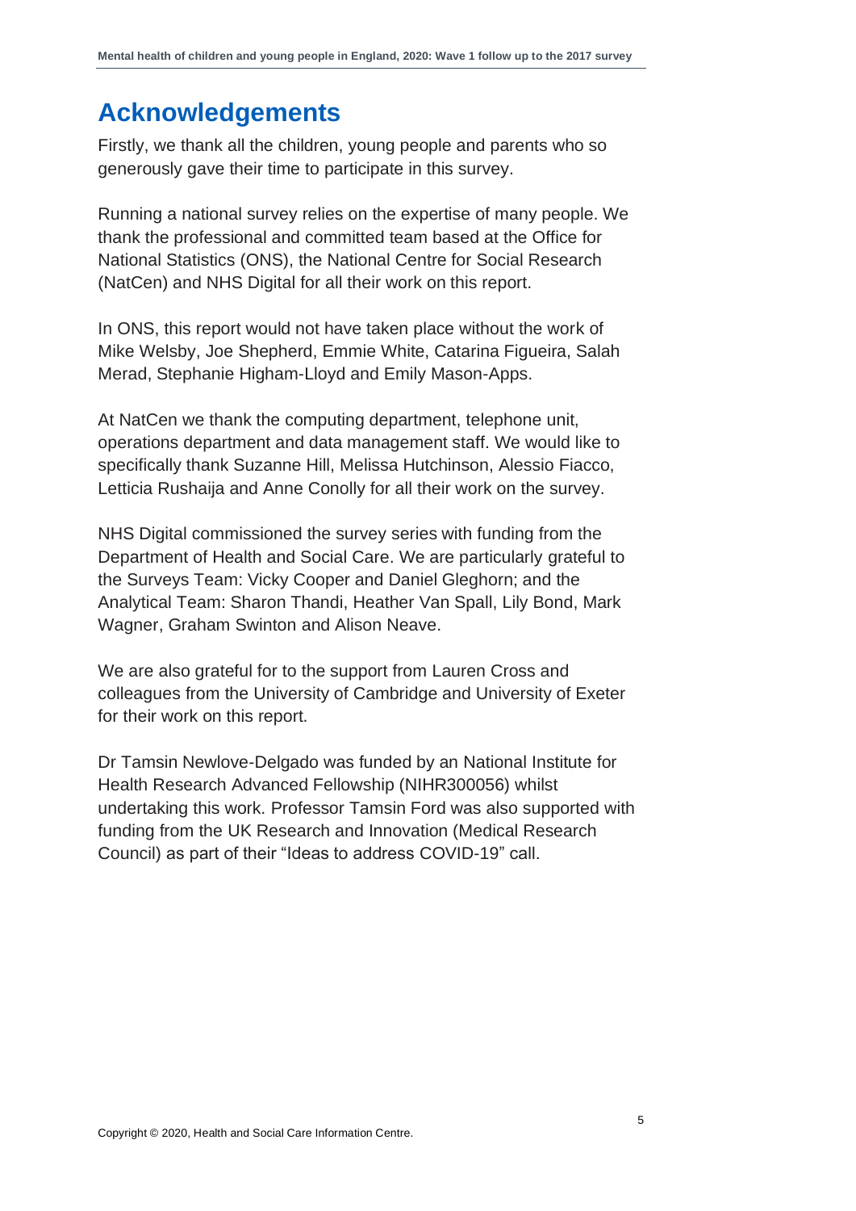# Acknowledgements

Firstly, we thank all the children, young people and parents who so generously gave their time to participate in this survey.

Running a national survey relies on the expertise of many people. We thank the professional and committed team based at the Office for National Statistics (ONS), the National Centre for Social Research (NatCen) and NHS Digital for all their work on this report.

In ONS, this report would not have taken place without the work of Mike Welsby, Joe Shepherd, Emmie White, Catarina Figueira, Salah Merad, Stephanie Higham-Lloyd and Emily Mason-Apps.

At NatCen we thank the computing department, telephone unit, operations department and data management staff. We would like to specifically thank Suzanne Hill, Melissa Hutchinson, Alessio Fiacco, Letticia Rushaija and Anne Conolly for all their work on the survey.

NHS Digital commissioned the survey series with funding from the Department of Health and Social Care. We are particularly grateful to the Surveys Team: Vicky Cooper and Daniel Gleghorn; and the Analytical Team: Sharon Thandi, Heather Van Spall, Lily Bond, Mark Wagner, Graham Swinton and Alison Neave.

We are also grateful for to the support from Lauren Cross and colleagues from the University of Cambridge and University of Exeter for their work on this report.

Dr Tamsin Newlove-Delgado was funded by an National Institute for Health Research Advanced Fellowship (NIHR300056) whilst undertaking this work. Professor Tamsin Ford was also supported with funding from the UK Research and Innovation (Medical Research Council) as part of their "Ideas to address COVID-19" call.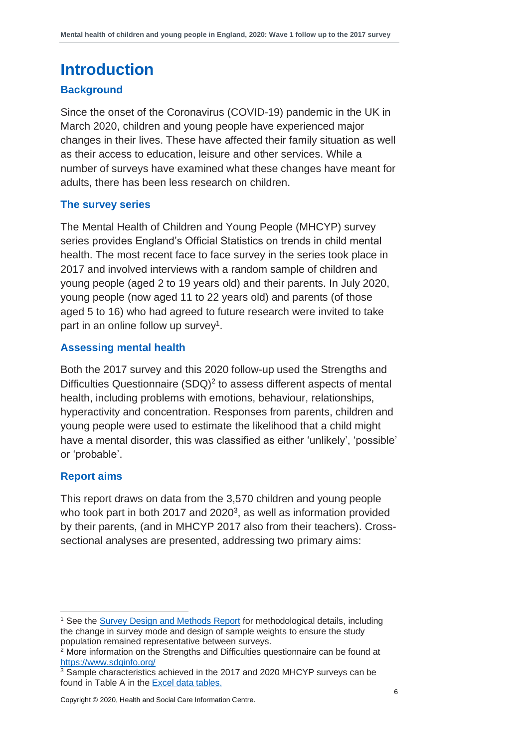# Introduction

## Background

Since the onset of the Coronavirus (COVID-19) pandemic in the UK in March 2020, children and young people have experienced major changes in their lives. These have affected their family situation as well as their access to education, leisure and other services. While a number of surveys have examined what these changes have meant for adults, there has been less research on children.

## The survey series

The Mental Health of Children and Young People (MHCYP) survey series provides England's Official Statistics on trends in child mental health. The most recent face to face survey in the series took place in 2017 and involved interviews with a random sample of children and young people (aged 2 to 19 years old) and their parents. In July 2020, young people (now aged 11 to 22 years old) and parents (of those aged 5 to 16) who had agreed to future research were invited to take part in an online follow up survey[1].

## Assessing mental health

Both the 2017 survey and this 2020 follow-up used the Strengths and Difficulties Questionnaire (SDQ)[2] to assess different aspects of mental health, including problems with emotions, behaviour, relationships, hyperactivity and concentration. Responses from parents, children and young people were used to estimate the likelihood that a child might have a mental disorder, this was classified as either 'unlikely', 'possible' or 'probable'.

## Report aims

This report draws on data from the 3,570 children and young people who took part in both 2017 and 2020[3], as well as information provided by their parents, (and in MHCYP 2017 also from their teachers). Cross-sectional analyses are presented, addressing two primary aims:

---

[1] See the Survey Design and Methods Report for methodological details, including the change in survey mode and design of sample weights to ensure the study population remained representative between surveys.

[2] More information on the Strengths and Difficulties questionnaire can be found at https://www.sdqinfo.org/

[3] Sample characteristics achieved in the 2017 and 2020 MHCYP surveys can be found in Table A in the Excel data tables.

Copyright © 2020, Health and Social Care Information Centre.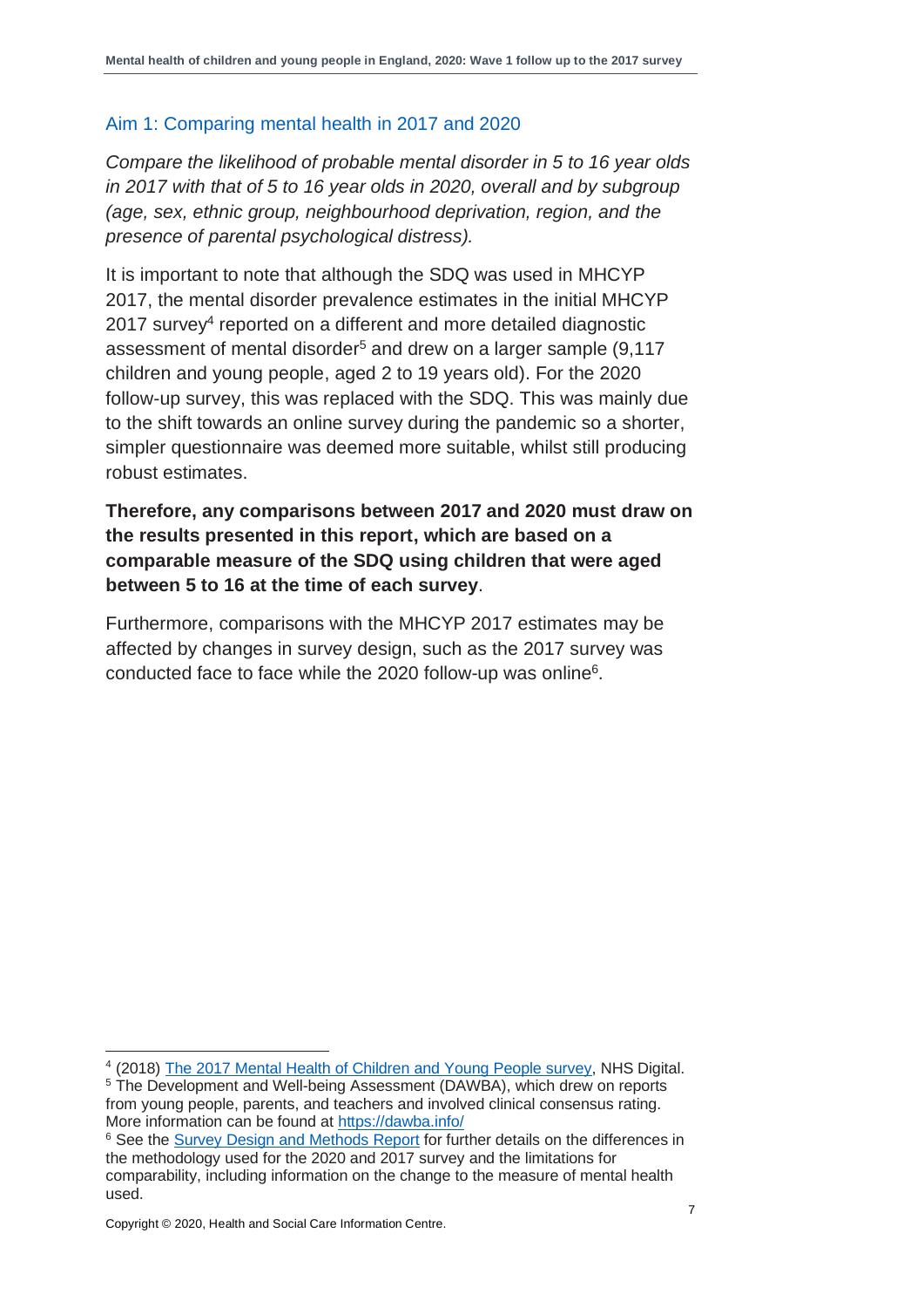## Aim 1: Comparing mental health in 2017 and 2020

*Compare the likelihood of probable mental disorder in 5 to 16 year olds in 2017 with that of 5 to 16 year olds in 2020, overall and by subgroup (age, sex, ethnic group, neighbourhood deprivation, region, and the presence of parental psychological distress).*

It is important to note that although the SDQ was used in MHCYP 2017, the mental disorder prevalence estimates in the initial MHCYP 2017 survey[4] reported on a different and more detailed diagnostic assessment of mental disorder[5] and drew on a larger sample (9,117 children and young people, aged 2 to 19 years old). For the 2020 follow-up survey, this was replaced with the SDQ. This was mainly due to the shift towards an online survey during the pandemic so a shorter, simpler questionnaire was deemed more suitable, whilst still producing robust estimates.

**Therefore, any comparisons between 2017 and 2020 must draw on the results presented in this report, which are based on a comparable measure of the SDQ using children that were aged between 5 to 16 at the time of each survey**.

Furthermore, comparisons with the MHCYP 2017 estimates may be affected by changes in survey design, such as the 2017 survey was conducted face to face while the 2020 follow-up was online[6].

---

[4] (2018) The 2017 Mental Health of Children and Young People survey, NHS Digital.

[5] The Development and Well-being Assessment (DAWBA), which drew on reports from young people, parents, and teachers and involved clinical consensus rating. More information can be found at https://dawba.info/

[6] See the Survey Design and Methods Report for further details on the differences in the methodology used for the 2020 and 2017 survey and the limitations for comparability, including information on the change to the measure of mental health used.

Copyright © 2020, Health and Social Care Information Centre.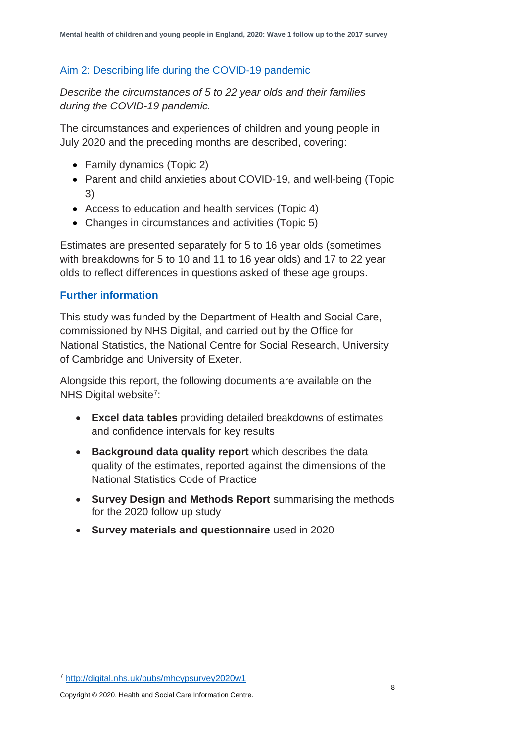## Aim 2: Describing life during the COVID-19 pandemic

*Describe the circumstances of 5 to 22 year olds and their families during the COVID-19 pandemic.*

The circumstances and experiences of children and young people in July 2020 and the preceding months are described, covering:

- Family dynamics (Topic 2)
- Parent and child anxieties about COVID-19, and well-being (Topic 3)
- Access to education and health services (Topic 4)
- Changes in circumstances and activities (Topic 5)

Estimates are presented separately for 5 to 16 year olds (sometimes with breakdowns for 5 to 10 and 11 to 16 year olds) and 17 to 22 year olds to reflect differences in questions asked of these age groups.

### Further information

This study was funded by the Department of Health and Social Care, commissioned by NHS Digital, and carried out by the Office for National Statistics, the National Centre for Social Research, University of Cambridge and University of Exeter.

Alongside this report, the following documents are available on the NHS Digital website[7]:

- **Excel data tables** providing detailed breakdowns of estimates and confidence intervals for key results
- **Background data quality report** which describes the data quality of the estimates, reported against the dimensions of the National Statistics Code of Practice
- **Survey Design and Methods Report** summarising the methods for the 2020 follow up study
- **Survey materials and questionnaire** used in 2020

[7] http://digital.nhs.uk/pubs/mhcypsurvey2020w1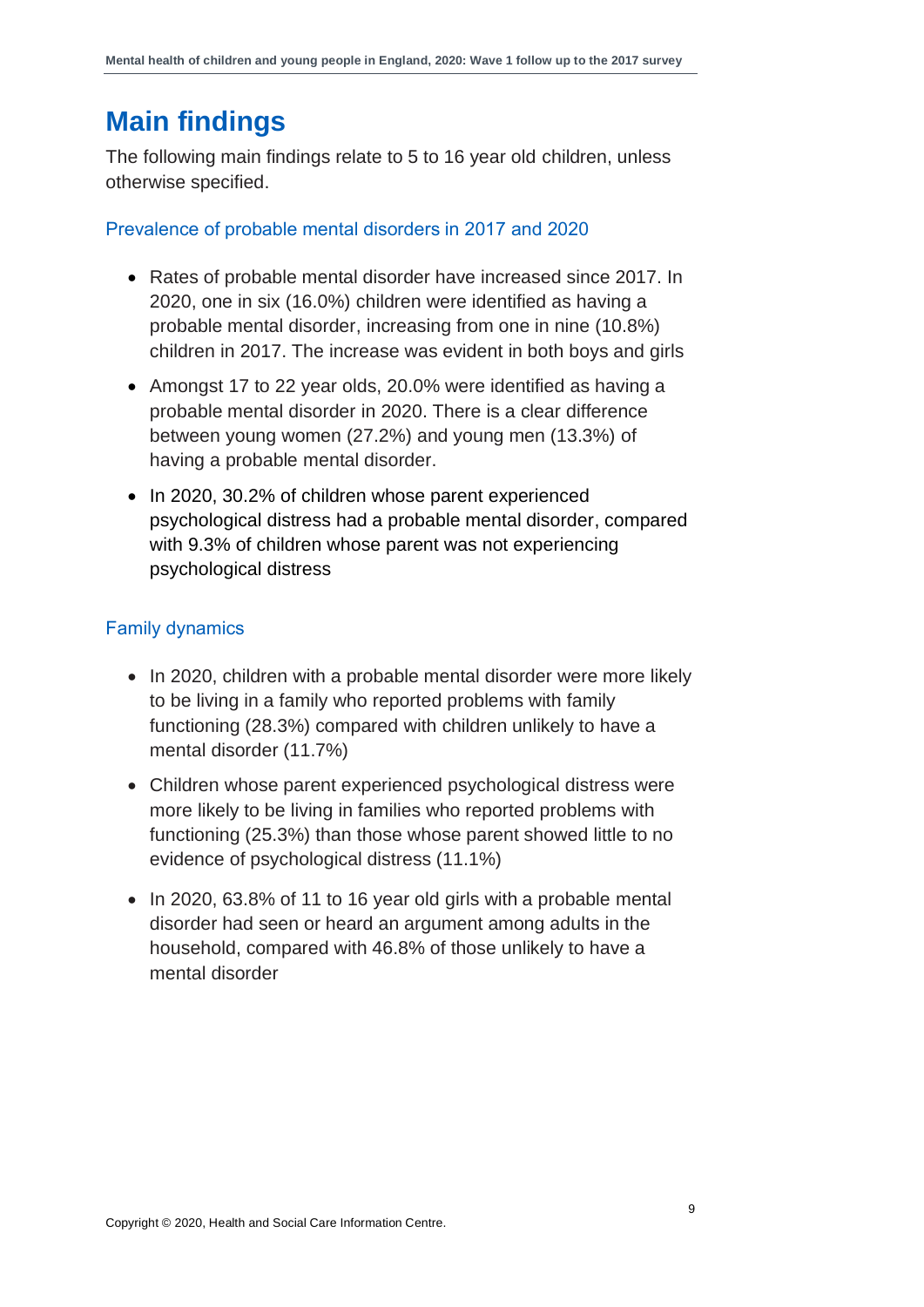# Main findings

The following main findings relate to 5 to 16 year old children, unless otherwise specified.

## Prevalence of probable mental disorders in 2017 and 2020

- Rates of probable mental disorder have increased since 2017. In 2020, one in six (16.0%) children were identified as having a probable mental disorder, increasing from one in nine (10.8%) children in 2017. The increase was evident in both boys and girls
- Amongst 17 to 22 year olds, 20.0% were identified as having a probable mental disorder in 2020. There is a clear difference between young women (27.2%) and young men (13.3%) of having a probable mental disorder.
- In 2020, 30.2% of children whose parent experienced psychological distress had a probable mental disorder, compared with 9.3% of children whose parent was not experiencing psychological distress

## Family dynamics

- In 2020, children with a probable mental disorder were more likely to be living in a family who reported problems with family functioning (28.3%) compared with children unlikely to have a mental disorder (11.7%)
- Children whose parent experienced psychological distress were more likely to be living in families who reported problems with functioning (25.3%) than those whose parent showed little to no evidence of psychological distress (11.1%)
- In 2020, 63.8% of 11 to 16 year old girls with a probable mental disorder had seen or heard an argument among adults in the household, compared with 46.8% of those unlikely to have a mental disorder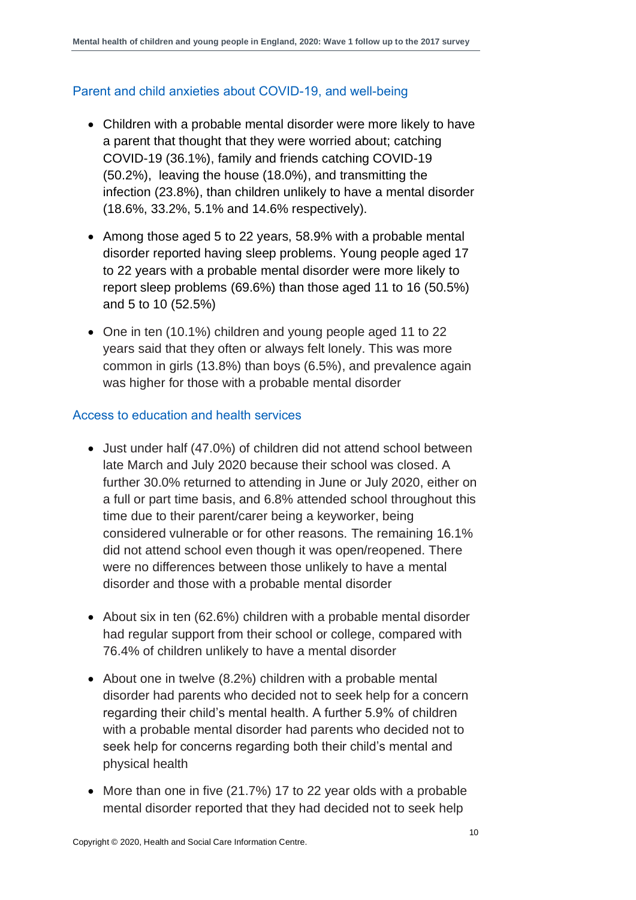### Parent and child anxieties about COVID-19, and well-being

- Children with a probable mental disorder were more likely to have a parent that thought that they were worried about; catching COVID-19 (36.1%), family and friends catching COVID-19 (50.2%), leaving the house (18.0%), and transmitting the infection (23.8%), than children unlikely to have a mental disorder (18.6%, 33.2%, 5.1% and 14.6% respectively).
- Among those aged 5 to 22 years, 58.9% with a probable mental disorder reported having sleep problems. Young people aged 17 to 22 years with a probable mental disorder were more likely to report sleep problems (69.6%) than those aged 11 to 16 (50.5%) and 5 to 10 (52.5%)
- One in ten (10.1%) children and young people aged 11 to 22 years said that they often or always felt lonely. This was more common in girls (13.8%) than boys (6.5%), and prevalence again was higher for those with a probable mental disorder

### Access to education and health services

- Just under half (47.0%) of children did not attend school between late March and July 2020 because their school was closed. A further 30.0% returned to attending in June or July 2020, either on a full or part time basis, and 6.8% attended school throughout this time due to their parent/carer being a keyworker, being considered vulnerable or for other reasons. The remaining 16.1% did not attend school even though it was open/reopened. There were no differences between those unlikely to have a mental disorder and those with a probable mental disorder
- About six in ten (62.6%) children with a probable mental disorder had regular support from their school or college, compared with 76.4% of children unlikely to have a mental disorder
- About one in twelve (8.2%) children with a probable mental disorder had parents who decided not to seek help for a concern regarding their child's mental health. A further 5.9% of children with a probable mental disorder had parents who decided not to seek help for concerns regarding both their child's mental and physical health
- More than one in five (21.7%) 17 to 22 year olds with a probable mental disorder reported that they had decided not to seek help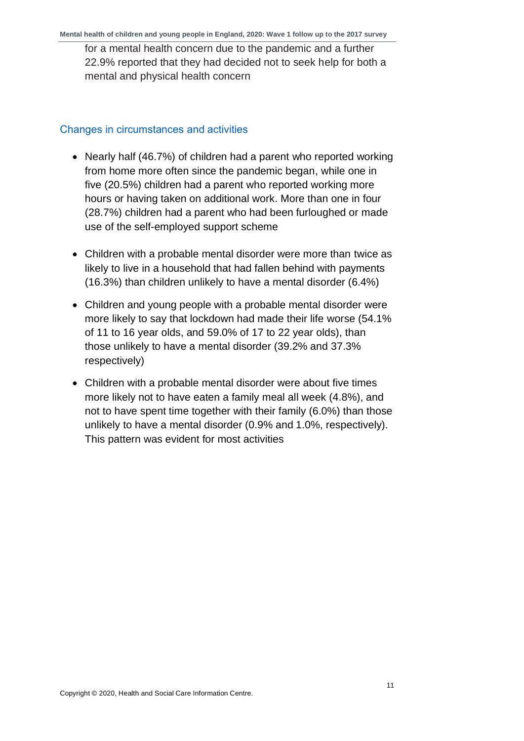for a mental health concern due to the pandemic and a further 22.9% reported that they had decided not to seek help for both a mental and physical health concern

## Changes in circumstances and activities

- Nearly half (46.7%) of children had a parent who reported working from home more often since the pandemic began, while one in five (20.5%) children had a parent who reported working more hours or having taken on additional work. More than one in four (28.7%) children had a parent who had been furloughed or made use of the self-employed support scheme
- Children with a probable mental disorder were more than twice as likely to live in a household that had fallen behind with payments (16.3%) than children unlikely to have a mental disorder (6.4%)
- Children and young people with a probable mental disorder were more likely to say that lockdown had made their life worse (54.1% of 11 to 16 year olds, and 59.0% of 17 to 22 year olds), than those unlikely to have a mental disorder (39.2% and 37.3% respectively)
- Children with a probable mental disorder were about five times more likely not to have eaten a family meal all week (4.8%), and not to have spent time together with their family (6.0%) than those unlikely to have a mental disorder (0.9% and 1.0%, respectively). This pattern was evident for most activities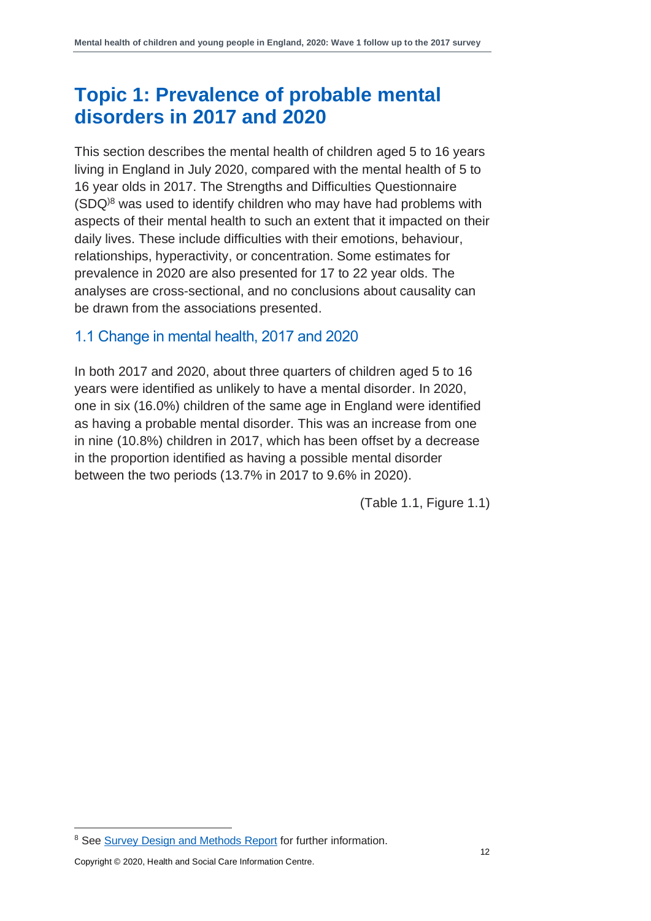# Topic 1: Prevalence of probable mental disorders in 2017 and 2020

This section describes the mental health of children aged 5 to 16 years living in England in July 2020, compared with the mental health of 5 to 16 year olds in 2017. The Strengths and Difficulties Questionnaire (SDQ)[8] was used to identify children who may have had problems with aspects of their mental health to such an extent that it impacted on their daily lives. These include difficulties with their emotions, behaviour, relationships, hyperactivity, or concentration. Some estimates for prevalence in 2020 are also presented for 17 to 22 year olds. The analyses are cross-sectional, and no conclusions about causality can be drawn from the associations presented.

## 1.1 Change in mental health, 2017 and 2020

In both 2017 and 2020, about three quarters of children aged 5 to 16 years were identified as unlikely to have a mental disorder. In 2020, one in six (16.0%) children of the same age in England were identified as having a probable mental disorder. This was an increase from one in nine (10.8%) children in 2017, which has been offset by a decrease in the proportion identified as having a possible mental disorder between the two periods (13.7% in 2017 to 9.6% in 2020).

(Table 1.1, Figure 1.1)

---

[8] See Survey Design and Methods Report for further information.

Copyright © 2020, Health and Social Care Information Centre.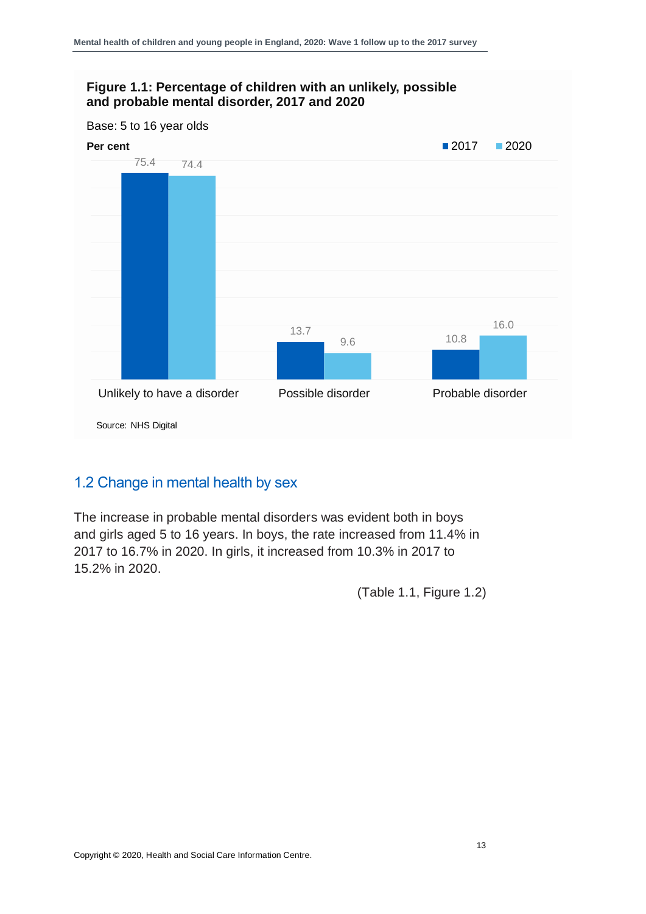**Figure 1.1: Percentage of children with an unlikely, possible and probable mental disorder, 2017 and 2020**

Base: 5 to 16 year olds

| Per cent | 2017 | 2020 |
|---|---|---|
| Unlikely to have a disorder | 75.4 | 74.4 |
| Possible disorder | 13.7 | 9.6 |
| Probable disorder | 10.8 | 16.0 |

Source: NHS Digital

## 1.2 Change in mental health by sex

The increase in probable mental disorders was evident both in boys and girls aged 5 to 16 years. In boys, the rate increased from 11.4% in 2017 to 16.7% in 2020. In girls, it increased from 10.3% in 2017 to 15.2% in 2020.

(Table 1.1, Figure 1.2)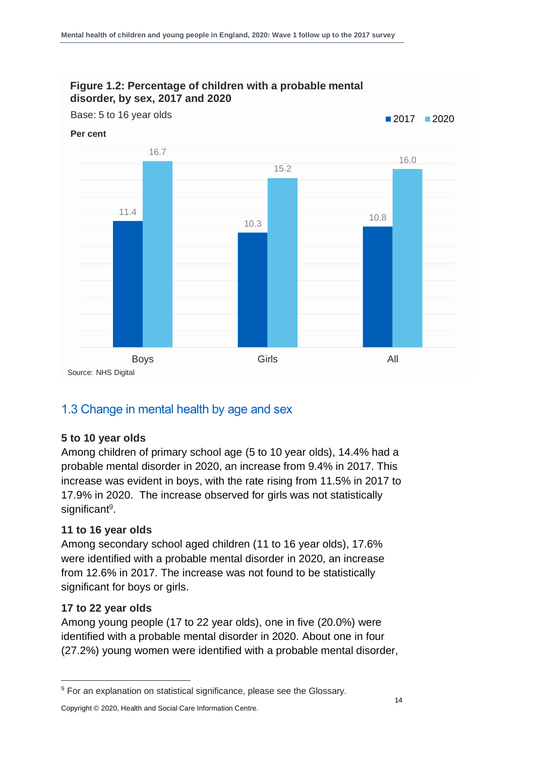**Figure 1.2: Percentage of children with a probable mental disorder, by sex, 2017 and 2020**

Base: 5 to 16 year olds

Per cent

| | 2017 | 2020 |
|---|---|---|
| Boys | 11.4 | 16.7 |
| Girls | 10.3 | 15.2 |
| All | 10.8 | 16.0 |

Source: NHS Digital

## 1.3 Change in mental health by age and sex

### 5 to 10 year olds

Among children of primary school age (5 to 10 year olds), 14.4% had a probable mental disorder in 2020, an increase from 9.4% in 2017. This increase was evident in boys, with the rate rising from 11.5% in 2017 to 17.9% in 2020. The increase observed for girls was not statistically significant[9].

### 11 to 16 year olds

Among secondary school aged children (11 to 16 year olds), 17.6% were identified with a probable mental disorder in 2020, an increase from 12.6% in 2017. The increase was not found to be statistically significant for boys or girls.

### 17 to 22 year olds

Among young people (17 to 22 year olds), one in five (20.0%) were identified with a probable mental disorder in 2020. About one in four (27.2%) young women were identified with a probable mental disorder,

[9] For an explanation on statistical significance, please see the Glossary.

Copyright © 2020, Health and Social Care Information Centre.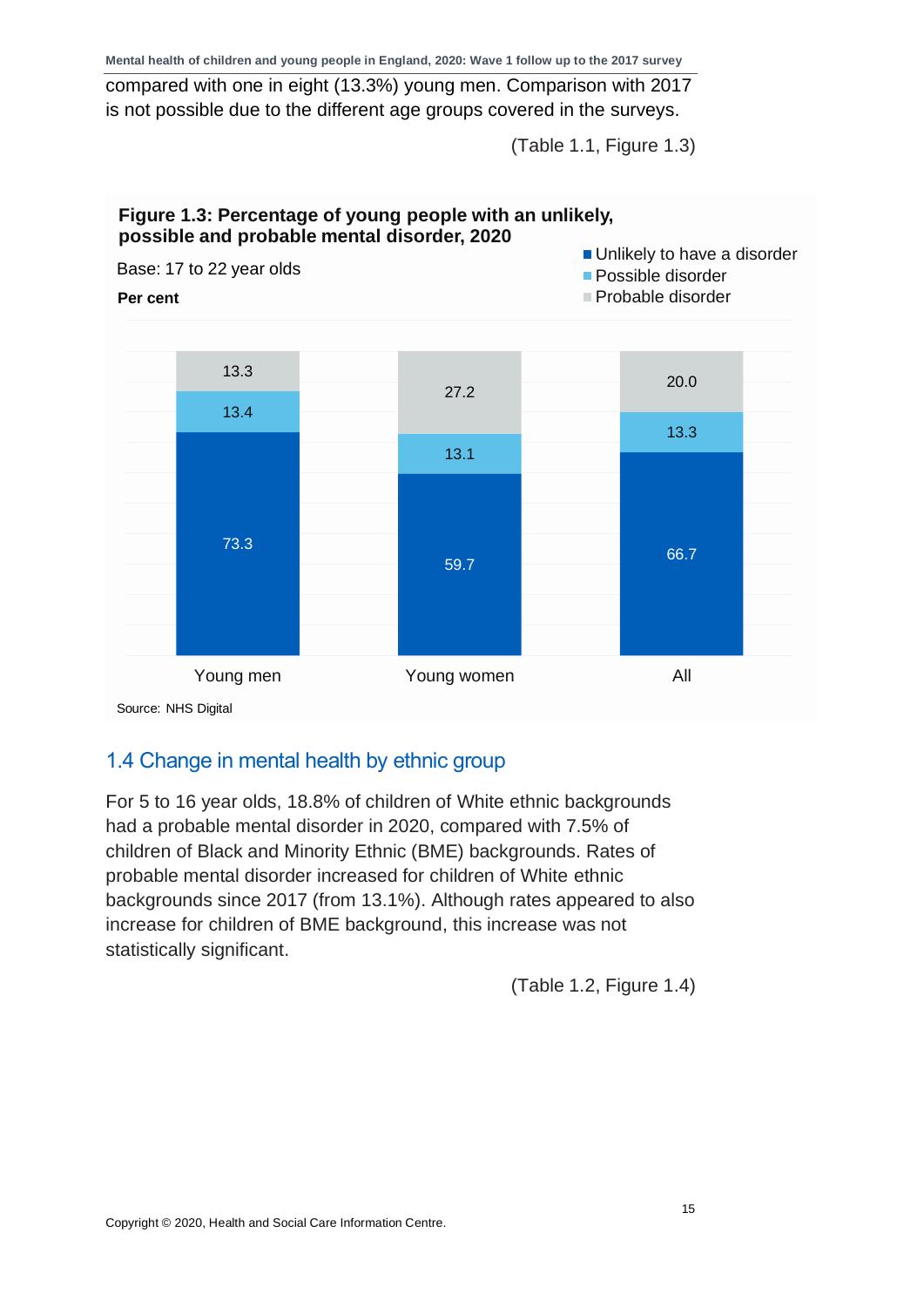compared with one in eight (13.3%) young men. Comparison with 2017 is not possible due to the different age groups covered in the surveys.

(Table 1.1, Figure 1.3)

**Figure 1.3: Percentage of young people with an unlikely, possible and probable mental disorder, 2020**

Base: 17 to 22 year olds

**Per cent**

| | Young men | Young women | All |
|---|---|---|---|
| Unlikely to have a disorder | 73.3 | 59.7 | 66.7 |
| Possible disorder | 13.4 | 13.1 | 13.3 |
| Probable disorder | 13.3 | 27.2 | 20.0 |

Source: NHS Digital

## 1.4 Change in mental health by ethnic group

For 5 to 16 year olds, 18.8% of children of White ethnic backgrounds had a probable mental disorder in 2020, compared with 7.5% of children of Black and Minority Ethnic (BME) backgrounds. Rates of probable mental disorder increased for children of White ethnic backgrounds since 2017 (from 13.1%). Although rates appeared to also increase for children of BME background, this increase was not statistically significant.

(Table 1.2, Figure 1.4)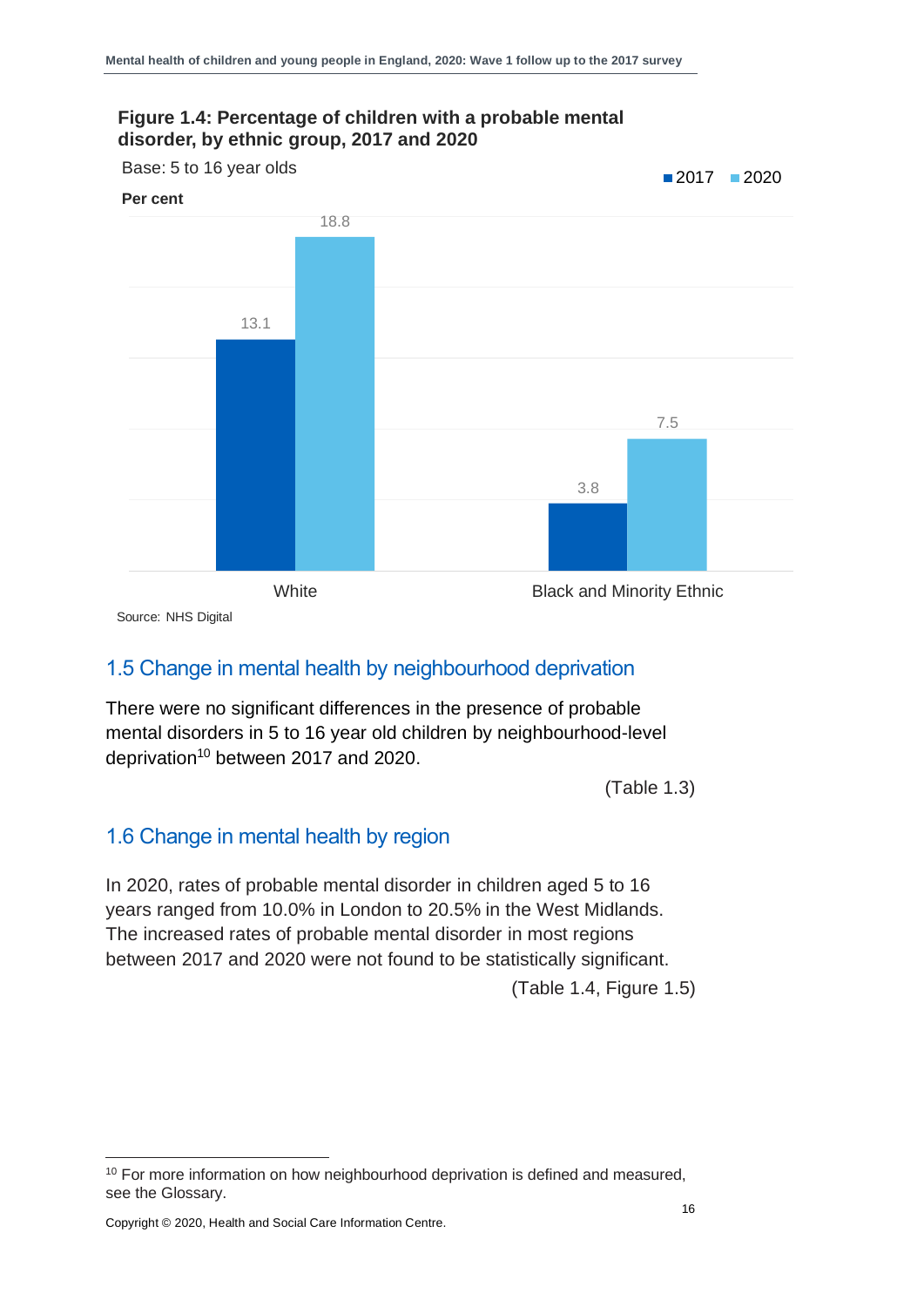**Figure 1.4: Percentage of children with a probable mental disorder, by ethnic group, 2017 and 2020**

Base: 5 to 16 year olds

Per cent

| | 2017 | 2020 |
|---|---|---|
| White | 13.1 | 18.8 |
| Black and Minority Ethnic | 3.8 | 7.5 |

Source: NHS Digital

## 1.5 Change in mental health by neighbourhood deprivation

There were no significant differences in the presence of probable mental disorders in 5 to 16 year old children by neighbourhood-level deprivation[10] between 2017 and 2020.

(Table 1.3)

## 1.6 Change in mental health by region

In 2020, rates of probable mental disorder in children aged 5 to 16 years ranged from 10.0% in London to 20.5% in the West Midlands. The increased rates of probable mental disorder in most regions between 2017 and 2020 were not found to be statistically significant.

(Table 1.4, Figure 1.5)

[10] For more information on how neighbourhood deprivation is defined and measured, see the Glossary.

Copyright © 2020, Health and Social Care Information Centre.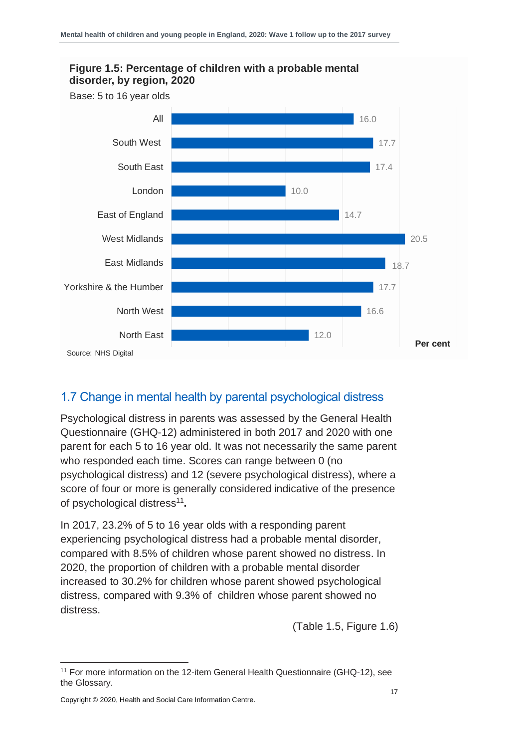**Figure 1.5: Percentage of children with a probable mental disorder, by region, 2020**

Base: 5 to 16 year olds

| Region | Per cent |
|---|---|
| All | 16.0 |
| South West | 17.7 |
| South East | 17.4 |
| London | 10.0 |
| East of England | 14.7 |
| West Midlands | 20.5 |
| East Midlands | 18.7 |
| Yorkshire & the Humber | 17.7 |
| North West | 16.6 |
| North East | 12.0 |

Source: NHS Digital

## 1.7 Change in mental health by parental psychological distress

Psychological distress in parents was assessed by the General Health Questionnaire (GHQ-12) administered in both 2017 and 2020 with one parent for each 5 to 16 year old. It was not necessarily the same parent who responded each time. Scores can range between 0 (no psychological distress) and 12 (severe psychological distress), where a score of four or more is generally considered indicative of the presence of psychological distress[11].

In 2017, 23.2% of 5 to 16 year olds with a responding parent experiencing psychological distress had a probable mental disorder, compared with 8.5% of children whose parent showed no distress. In 2020, the proportion of children with a probable mental disorder increased to 30.2% for children whose parent showed psychological distress, compared with 9.3% of children whose parent showed no distress.

(Table 1.5, Figure 1.6)

[11] For more information on the 12-item General Health Questionnaire (GHQ-12), see the Glossary.

Copyright © 2020, Health and Social Care Information Centre.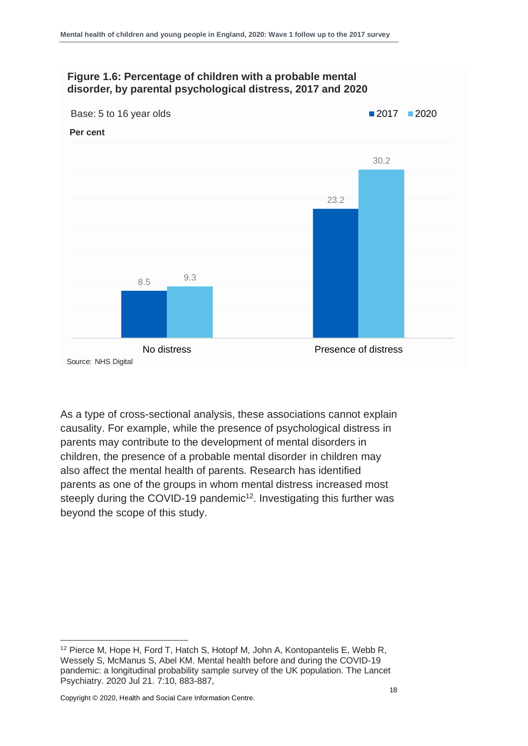**Figure 1.6: Percentage of children with a probable mental disorder, by parental psychological distress, 2017 and 2020**

Base: 5 to 16 year olds

Per cent

| | 2017 | 2020 |
|---|---|---|
| No distress | 8.5 | 9.3 |
| Presence of distress | 23.2 | 30.2 |

Source: NHS Digital

As a type of cross-sectional analysis, these associations cannot explain causality. For example, while the presence of psychological distress in parents may contribute to the development of mental disorders in children, the presence of a probable mental disorder in children may also affect the mental health of parents. Research has identified parents as one of the groups in whom mental distress increased most steeply during the COVID-19 pandemic[12]. Investigating this further was beyond the scope of this study.

---

[12] Pierce M, Hope H, Ford T, Hatch S, Hotopf M, John A, Kontopantelis E, Webb R, Wessely S, McManus S, Abel KM. Mental health before and during the COVID-19 pandemic: a longitudinal probability sample survey of the UK population. The Lancet Psychiatry. 2020 Jul 21. 7:10, 883-887,

Copyright © 2020, Health and Social Care Information Centre.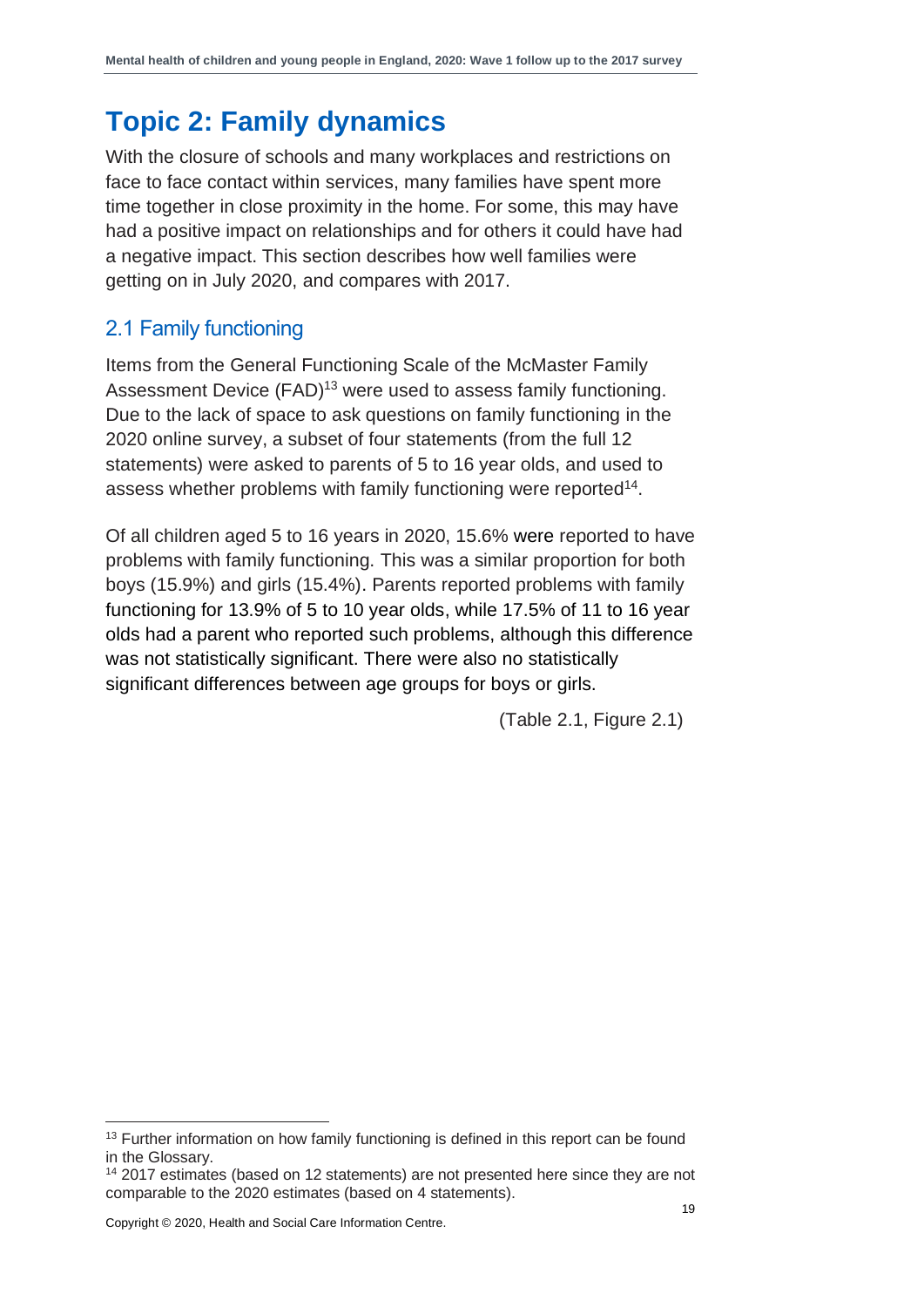# Topic 2: Family dynamics

With the closure of schools and many workplaces and restrictions on face to face contact within services, many families have spent more time together in close proximity in the home. For some, this may have had a positive impact on relationships and for others it could have had a negative impact. This section describes how well families were getting on in July 2020, and compares with 2017.

## 2.1 Family functioning

Items from the General Functioning Scale of the McMaster Family Assessment Device (FAD)[13] were used to assess family functioning. Due to the lack of space to ask questions on family functioning in the 2020 online survey, a subset of four statements (from the full 12 statements) were asked to parents of 5 to 16 year olds, and used to assess whether problems with family functioning were reported[14].

Of all children aged 5 to 16 years in 2020, 15.6% were reported to have problems with family functioning. This was a similar proportion for both boys (15.9%) and girls (15.4%). Parents reported problems with family functioning for 13.9% of 5 to 10 year olds, while 17.5% of 11 to 16 year olds had a parent who reported such problems, although this difference was not statistically significant. There were also no statistically significant differences between age groups for boys or girls.

(Table 2.1, Figure 2.1)

[13] Further information on how family functioning is defined in this report can be found in the Glossary.

[14] 2017 estimates (based on 12 statements) are not presented here since they are not comparable to the 2020 estimates (based on 4 statements).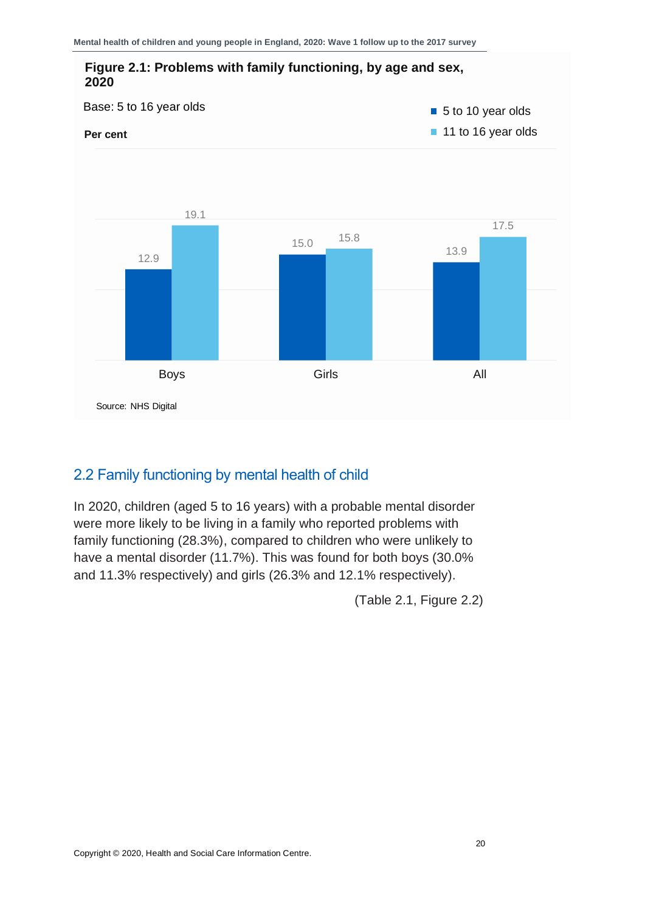**Figure 2.1: Problems with family functioning, by age and sex, 2020**

Base: 5 to 16 year olds

Per cent

| | 5 to 10 year olds | 11 to 16 year olds |
|---|---|---|
| Boys | 12.9 | 19.1 |
| Girls | 15.0 | 15.8 |
| All | 13.9 | 17.5 |

Source: NHS Digital

## 2.2 Family functioning by mental health of child

In 2020, children (aged 5 to 16 years) with a probable mental disorder were more likely to be living in a family who reported problems with family functioning (28.3%), compared to children who were unlikely to have a mental disorder (11.7%). This was found for both boys (30.0% and 11.3% respectively) and girls (26.3% and 12.1% respectively).

(Table 2.1, Figure 2.2)

Copyright © 2020, Health and Social Care Information Centre.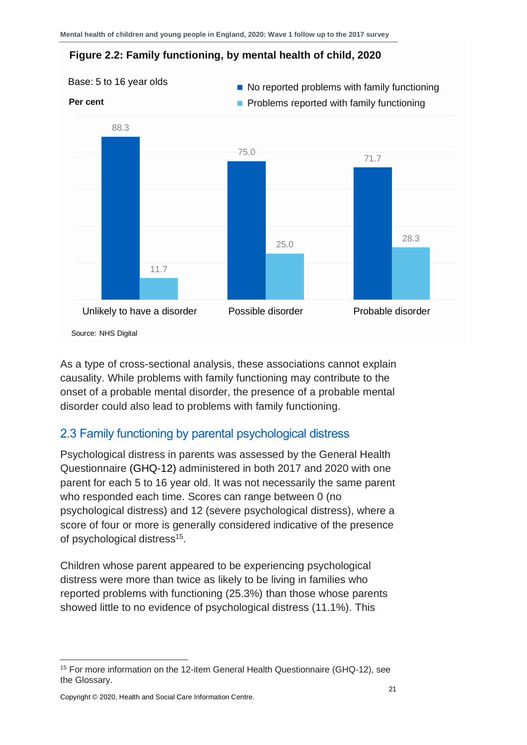**Figure 2.2: Family functioning, by mental health of child, 2020**

Base: 5 to 16 year olds

Per cent

| | No reported problems with family functioning | Problems reported with family functioning |
|---|---|---|
| Unlikely to have a disorder | 88.3 | 11.7 |
| Possible disorder | 75.0 | 25.0 |
| Probable disorder | 71.7 | 28.3 |

Source: NHS Digital

As a type of cross-sectional analysis, these associations cannot explain causality. While problems with family functioning may contribute to the onset of a probable mental disorder, the presence of a probable mental disorder could also lead to problems with family functioning.

## 2.3 Family functioning by parental psychological distress

Psychological distress in parents was assessed by the General Health Questionnaire (GHQ-12) administered in both 2017 and 2020 with one parent for each 5 to 16 year old. It was not necessarily the same parent who responded each time. Scores can range between 0 (no psychological distress) and 12 (severe psychological distress), where a score of four or more is generally considered indicative of the presence of psychological distress[15].

Children whose parent appeared to be experiencing psychological distress were more than twice as likely to be living in families who reported problems with functioning (25.3%) than those whose parents showed little to no evidence of psychological distress (11.1%). This

[15] For more information on the 12-item General Health Questionnaire (GHQ-12), see the Glossary.

Copyright © 2020, Health and Social Care Information Centre.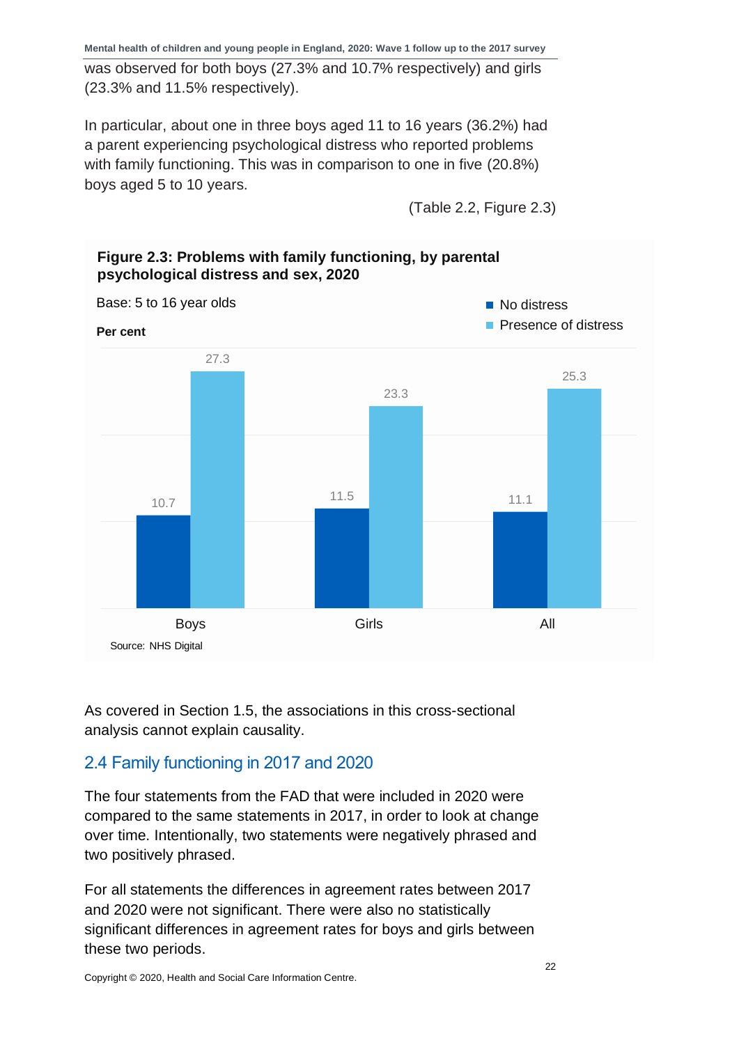was observed for both boys (27.3% and 10.7% respectively) and girls (23.3% and 11.5% respectively).

In particular, about one in three boys aged 11 to 16 years (36.2%) had a parent experiencing psychological distress who reported problems with family functioning. This was in comparison to one in five (20.8%) boys aged 5 to 10 years.

(Table 2.2, Figure 2.3)

**Figure 2.3: Problems with family functioning, by parental psychological distress and sex, 2020**

Base: 5 to 16 year olds

**Per cent**

| | No distress | Presence of distress |
|---|---|---|
| Boys | 10.7 | 27.3 |
| Girls | 11.5 | 23.3 |
| All | 11.1 | 25.3 |

Source: NHS Digital

As covered in Section 1.5, the associations in this cross-sectional analysis cannot explain causality.

## 2.4 Family functioning in 2017 and 2020

The four statements from the FAD that were included in 2020 were compared to the same statements in 2017, in order to look at change over time. Intentionally, two statements were negatively phrased and two positively phrased.

For all statements the differences in agreement rates between 2017 and 2020 were not significant. There were also no statistically significant differences in agreement rates for boys and girls between these two periods.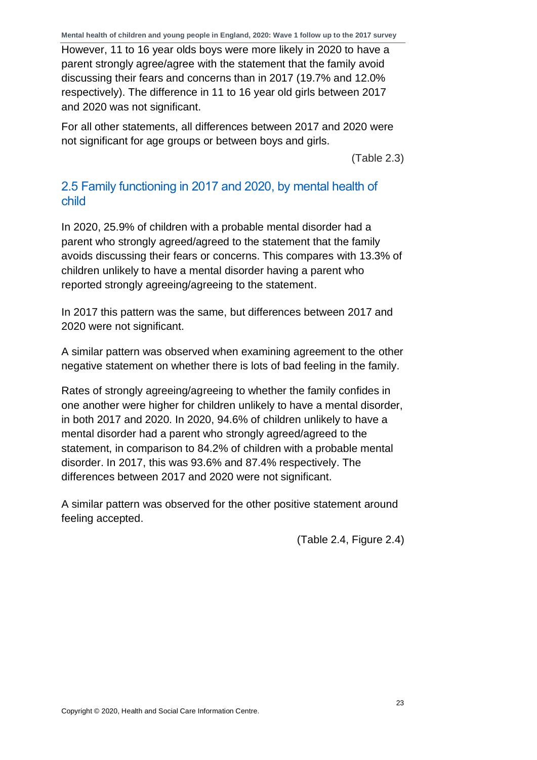However, 11 to 16 year olds boys were more likely in 2020 to have a parent strongly agree/agree with the statement that the family avoid discussing their fears and concerns than in 2017 (19.7% and 12.0% respectively). The difference in 11 to 16 year old girls between 2017 and 2020 was not significant.

For all other statements, all differences between 2017 and 2020 were not significant for age groups or between boys and girls.

(Table 2.3)

## 2.5 Family functioning in 2017 and 2020, by mental health of child

In 2020, 25.9% of children with a probable mental disorder had a parent who strongly agreed/agreed to the statement that the family avoids discussing their fears or concerns. This compares with 13.3% of children unlikely to have a mental disorder having a parent who reported strongly agreeing/agreeing to the statement.

In 2017 this pattern was the same, but differences between 2017 and 2020 were not significant.

A similar pattern was observed when examining agreement to the other negative statement on whether there is lots of bad feeling in the family.

Rates of strongly agreeing/agreeing to whether the family confides in one another were higher for children unlikely to have a mental disorder, in both 2017 and 2020. In 2020, 94.6% of children unlikely to have a mental disorder had a parent who strongly agreed/agreed to the statement, in comparison to 84.2% of children with a probable mental disorder. In 2017, this was 93.6% and 87.4% respectively. The differences between 2017 and 2020 were not significant.

A similar pattern was observed for the other positive statement around feeling accepted.

(Table 2.4, Figure 2.4)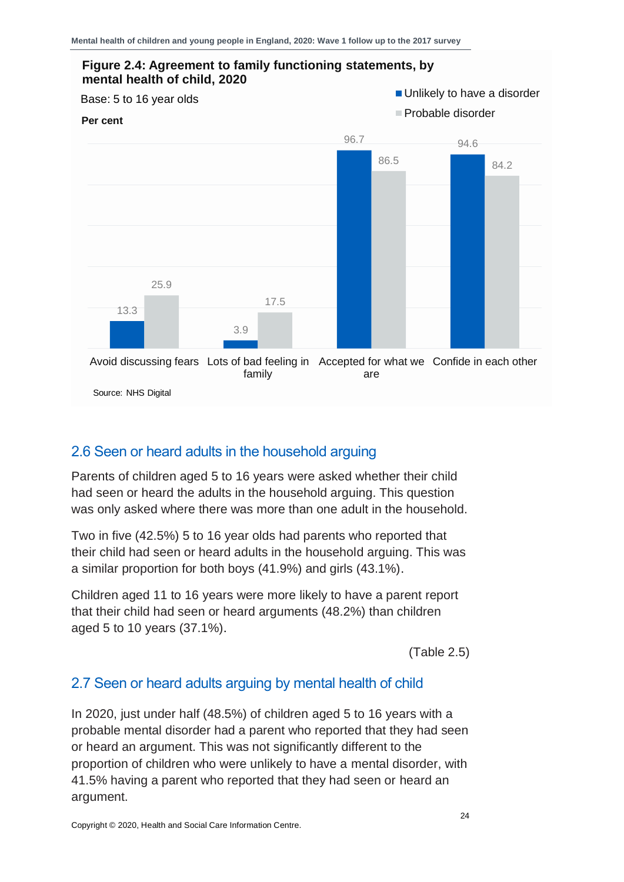**Figure 2.4: Agreement to family functioning statements, by mental health of child, 2020**

Base: 5 to 16 year olds

Per cent

| | Unlikely to have a disorder | Probable disorder |
|---|---|---|
| Avoid discussing fears | 13.3 | 25.9 |
| Lots of bad feeling in family | 3.9 | 17.5 |
| Accepted for what we are | 96.7 | 86.5 |
| Confide in each other | 94.6 | 84.2 |

Source: NHS Digital

## 2.6 Seen or heard adults in the household arguing

Parents of children aged 5 to 16 years were asked whether their child had seen or heard the adults in the household arguing. This question was only asked where there was more than one adult in the household.

Two in five (42.5%) 5 to 16 year olds had parents who reported that their child had seen or heard adults in the household arguing. This was a similar proportion for both boys (41.9%) and girls (43.1%).

Children aged 11 to 16 years were more likely to have a parent report that their child had seen or heard arguments (48.2%) than children aged 5 to 10 years (37.1%).

(Table 2.5)

## 2.7 Seen or heard adults arguing by mental health of child

In 2020, just under half (48.5%) of children aged 5 to 16 years with a probable mental disorder had a parent who reported that they had seen or heard an argument. This was not significantly different to the proportion of children who were unlikely to have a mental disorder, with 41.5% having a parent who reported that they had seen or heard an argument.

Copyright © 2020, Health and Social Care Information Centre.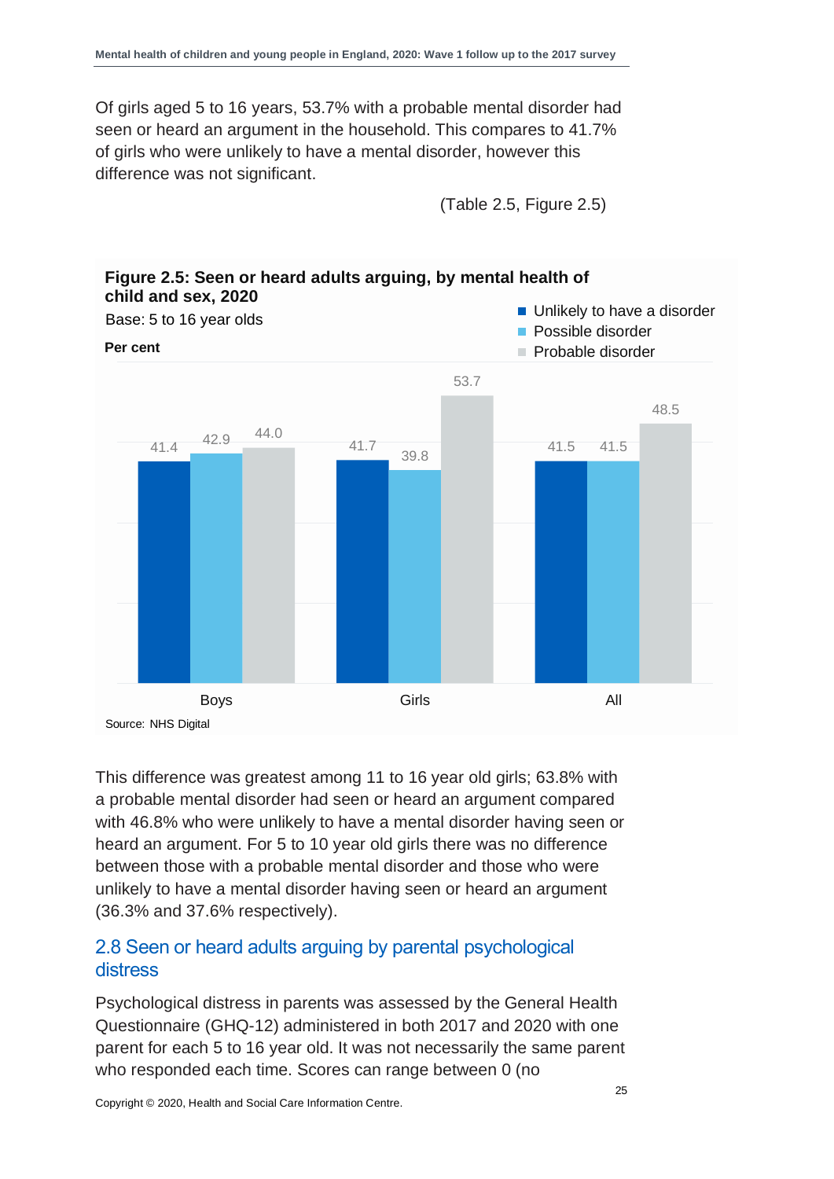Of girls aged 5 to 16 years, 53.7% with a probable mental disorder had seen or heard an argument in the household. This compares to 41.7% of girls who were unlikely to have a mental disorder, however this difference was not significant.

(Table 2.5, Figure 2.5)

**Figure 2.5: Seen or heard adults arguing, by mental health of child and sex, 2020**

Base: 5 to 16 year olds

**Per cent**

| | Unlikely to have a disorder | Possible disorder | Probable disorder |
|---|---|---|---|
| Boys | 41.4 | 42.9 | 44.0 |
| Girls | 41.7 | 39.8 | 53.7 |
| All | 41.5 | 41.5 | 48.5 |

Source: NHS Digital

This difference was greatest among 11 to 16 year old girls; 63.8% with a probable mental disorder had seen or heard an argument compared with 46.8% who were unlikely to have a mental disorder having seen or heard an argument. For 5 to 10 year old girls there was no difference between those with a probable mental disorder and those who were unlikely to have a mental disorder having seen or heard an argument (36.3% and 37.6% respectively).

## 2.8 Seen or heard adults arguing by parental psychological distress

Psychological distress in parents was assessed by the General Health Questionnaire (GHQ-12) administered in both 2017 and 2020 with one parent for each 5 to 16 year old. It was not necessarily the same parent who responded each time. Scores can range between 0 (no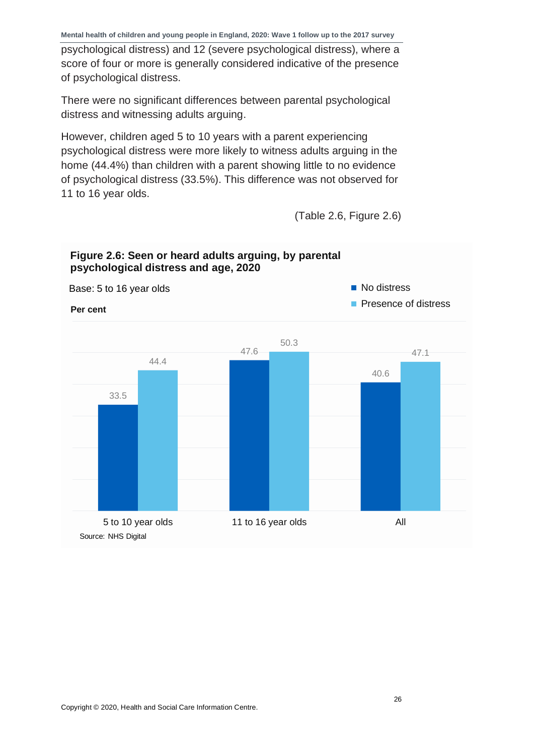psychological distress) and 12 (severe psychological distress), where a score of four or more is generally considered indicative of the presence of psychological distress.

There were no significant differences between parental psychological distress and witnessing adults arguing.

However, children aged 5 to 10 years with a parent experiencing psychological distress were more likely to witness adults arguing in the home (44.4%) than children with a parent showing little to no evidence of psychological distress (33.5%). This difference was not observed for 11 to 16 year olds.

(Table 2.6, Figure 2.6)

**Figure 2.6: Seen or heard adults arguing, by parental psychological distress and age, 2020**

Base: 5 to 16 year olds

**Per cent**

| | No distress | Presence of distress |
|---|---|---|
| 5 to 10 year olds | 33.5 | 44.4 |
| 11 to 16 year olds | 47.6 | 50.3 |
| All | 40.6 | 47.1 |

Source: NHS Digital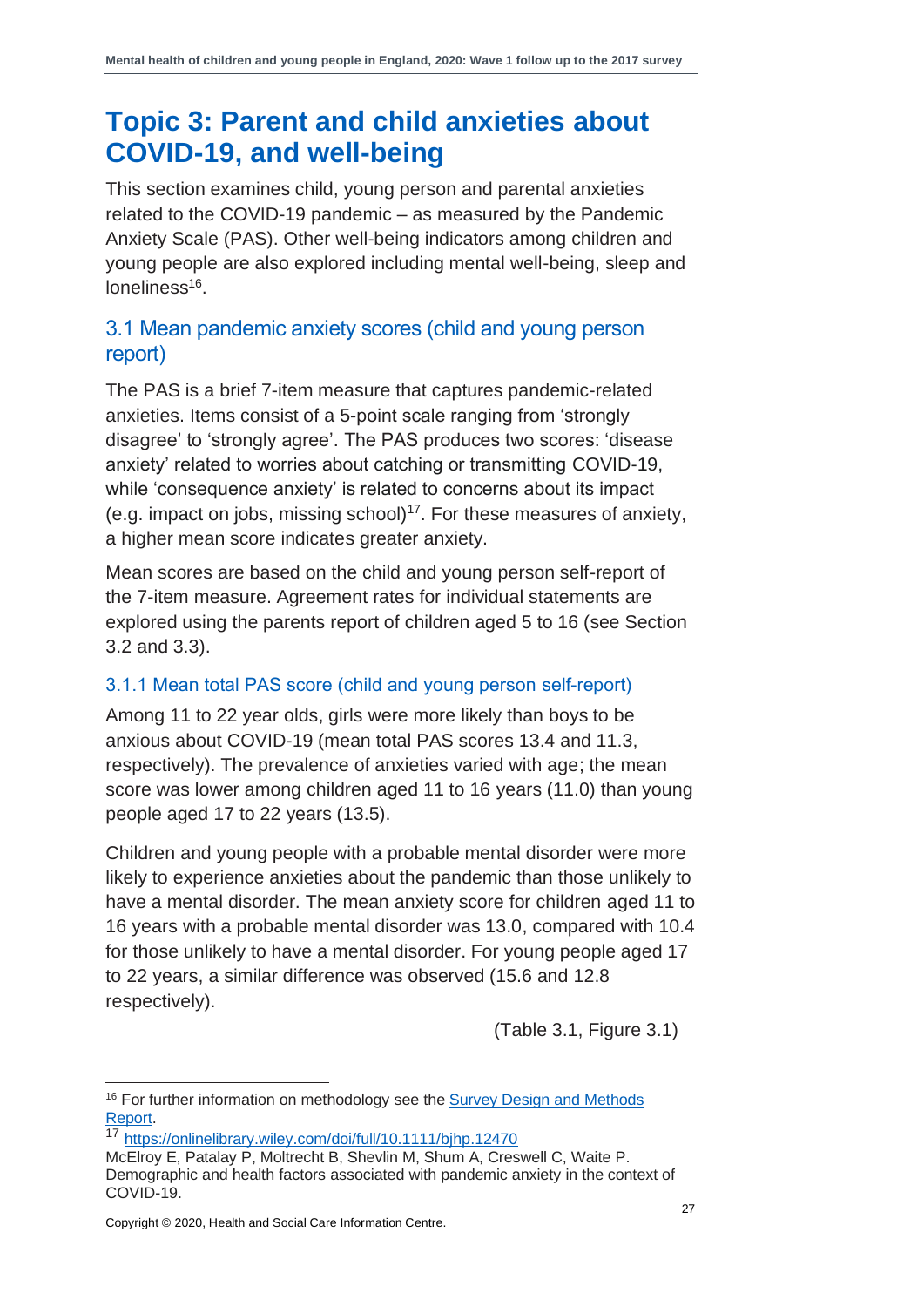# Topic 3: Parent and child anxieties about COVID-19, and well-being

This section examines child, young person and parental anxieties related to the COVID-19 pandemic – as measured by the Pandemic Anxiety Scale (PAS). Other well-being indicators among children and young people are also explored including mental well-being, sleep and loneliness[16].

## 3.1 Mean pandemic anxiety scores (child and young person report)

The PAS is a brief 7-item measure that captures pandemic-related anxieties. Items consist of a 5-point scale ranging from 'strongly disagree' to 'strongly agree'. The PAS produces two scores: 'disease anxiety' related to worries about catching or transmitting COVID-19, while 'consequence anxiety' is related to concerns about its impact (e.g. impact on jobs, missing school)[17]. For these measures of anxiety, a higher mean score indicates greater anxiety.

Mean scores are based on the child and young person self-report of the 7-item measure. Agreement rates for individual statements are explored using the parents report of children aged 5 to 16 (see Section 3.2 and 3.3).

### 3.1.1 Mean total PAS score (child and young person self-report)

Among 11 to 22 year olds, girls were more likely than boys to be anxious about COVID-19 (mean total PAS scores 13.4 and 11.3, respectively). The prevalence of anxieties varied with age; the mean score was lower among children aged 11 to 16 years (11.0) than young people aged 17 to 22 years (13.5).

Children and young people with a probable mental disorder were more likely to experience anxieties about the pandemic than those unlikely to have a mental disorder. The mean anxiety score for children aged 11 to 16 years with a probable mental disorder was 13.0, compared with 10.4 for those unlikely to have a mental disorder. For young people aged 17 to 22 years, a similar difference was observed (15.6 and 12.8 respectively).

(Table 3.1, Figure 3.1)

---

[16] For further information on methodology see the Survey Design and Methods Report.

[17] https://onlinelibrary.wiley.com/doi/full/10.1111/bjhp.12470
McElroy E, Patalay P, Moltrecht B, Shevlin M, Shum A, Creswell C, Waite P. Demographic and health factors associated with pandemic anxiety in the context of COVID-19.

Copyright © 2020, Health and Social Care Information Centre.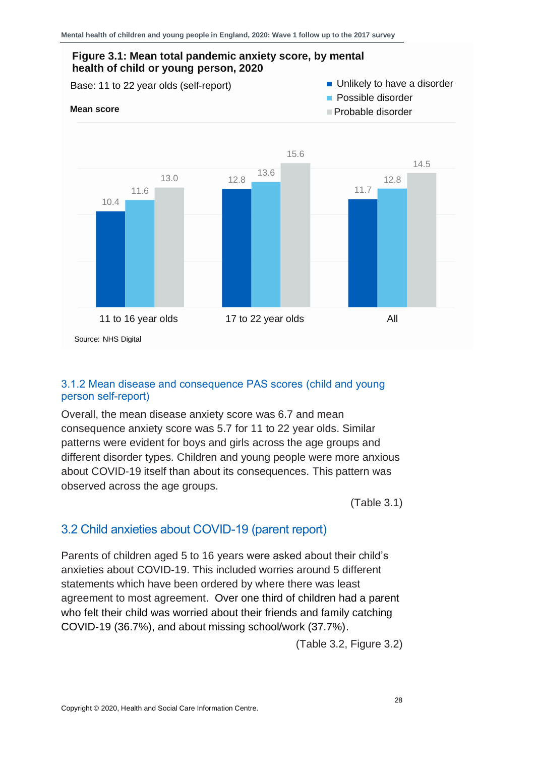**Figure 3.1: Mean total pandemic anxiety score, by mental health of child or young person, 2020**

Base: 11 to 22 year olds (self-report)

Mean score

| | Unlikely to have a disorder | Possible disorder | Probable disorder |
|---|---|---|---|
| 11 to 16 year olds | 10.4 | 11.6 | 13.0 |
| 17 to 22 year olds | 12.8 | 13.6 | 15.6 |
| All | 11.7 | 12.8 | 14.5 |

Source: NHS Digital

### 3.1.2 Mean disease and consequence PAS scores (child and young person self-report)

Overall, the mean disease anxiety score was 6.7 and mean consequence anxiety score was 5.7 for 11 to 22 year olds. Similar patterns were evident for boys and girls across the age groups and different disorder types. Children and young people were more anxious about COVID-19 itself than about its consequences. This pattern was observed across the age groups.

(Table 3.1)

## 3.2 Child anxieties about COVID-19 (parent report)

Parents of children aged 5 to 16 years were asked about their child's anxieties about COVID-19. This included worries around 5 different statements which have been ordered by where there was least agreement to most agreement. Over one third of children had a parent who felt their child was worried about their friends and family catching COVID-19 (36.7%), and about missing school/work (37.7%).

(Table 3.2, Figure 3.2)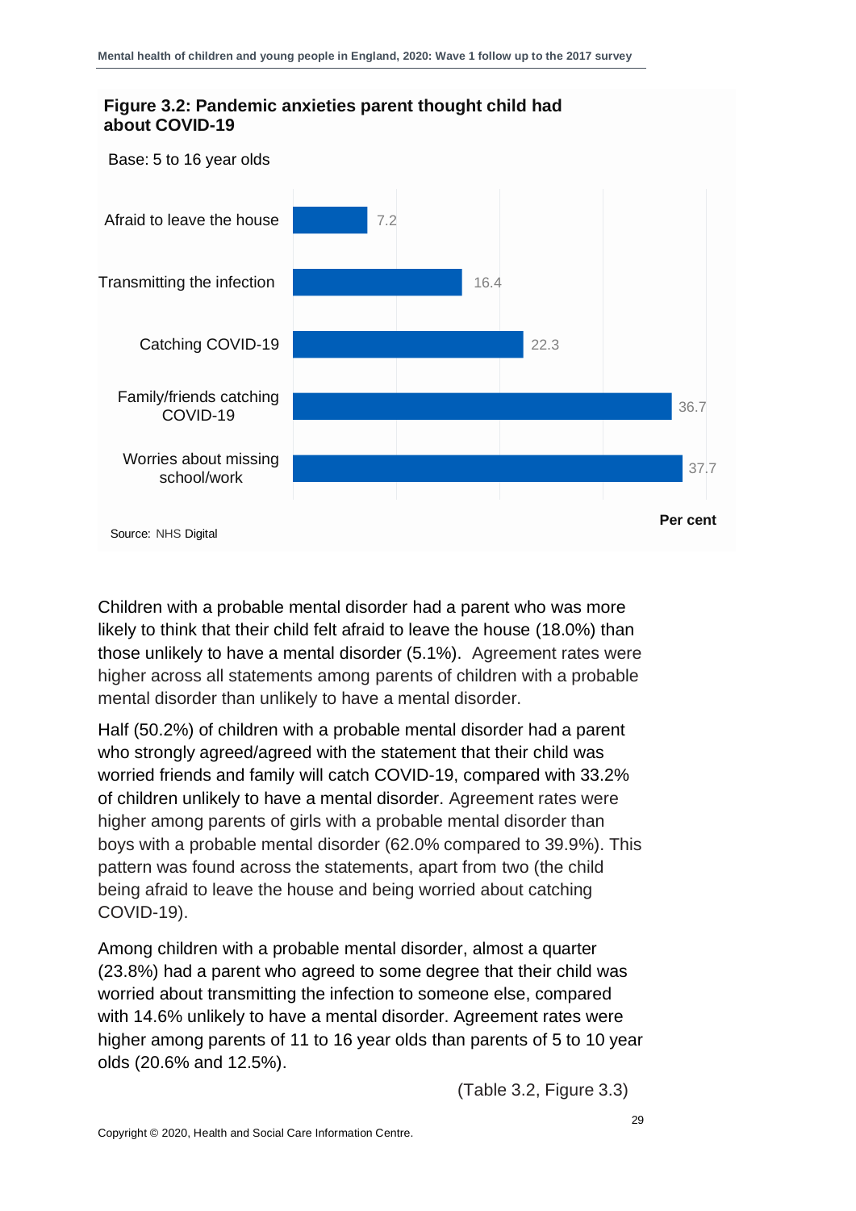**Figure 3.2: Pandemic anxieties parent thought child had about COVID-19**

Base: 5 to 16 year olds

| Anxiety | Per cent |
|---|---|
| Afraid to leave the house | 7.2 |
| Transmitting the infection | 16.4 |
| Catching COVID-19 | 22.3 |
| Family/friends catching COVID-19 | 36.7 |
| Worries about missing school/work | 37.7 |

Source: NHS Digital

Children with a probable mental disorder had a parent who was more likely to think that their child felt afraid to leave the house (18.0%) than those unlikely to have a mental disorder (5.1%). Agreement rates were higher across all statements among parents of children with a probable mental disorder than unlikely to have a mental disorder.

Half (50.2%) of children with a probable mental disorder had a parent who strongly agreed/agreed with the statement that their child was worried friends and family will catch COVID-19, compared with 33.2% of children unlikely to have a mental disorder. Agreement rates were higher among parents of girls with a probable mental disorder than boys with a probable mental disorder (62.0% compared to 39.9%). This pattern was found across the statements, apart from two (the child being afraid to leave the house and being worried about catching COVID-19).

Among children with a probable mental disorder, almost a quarter (23.8%) had a parent who agreed to some degree that their child was worried about transmitting the infection to someone else, compared with 14.6% unlikely to have a mental disorder. Agreement rates were higher among parents of 11 to 16 year olds than parents of 5 to 10 year olds (20.6% and 12.5%).

(Table 3.2, Figure 3.3)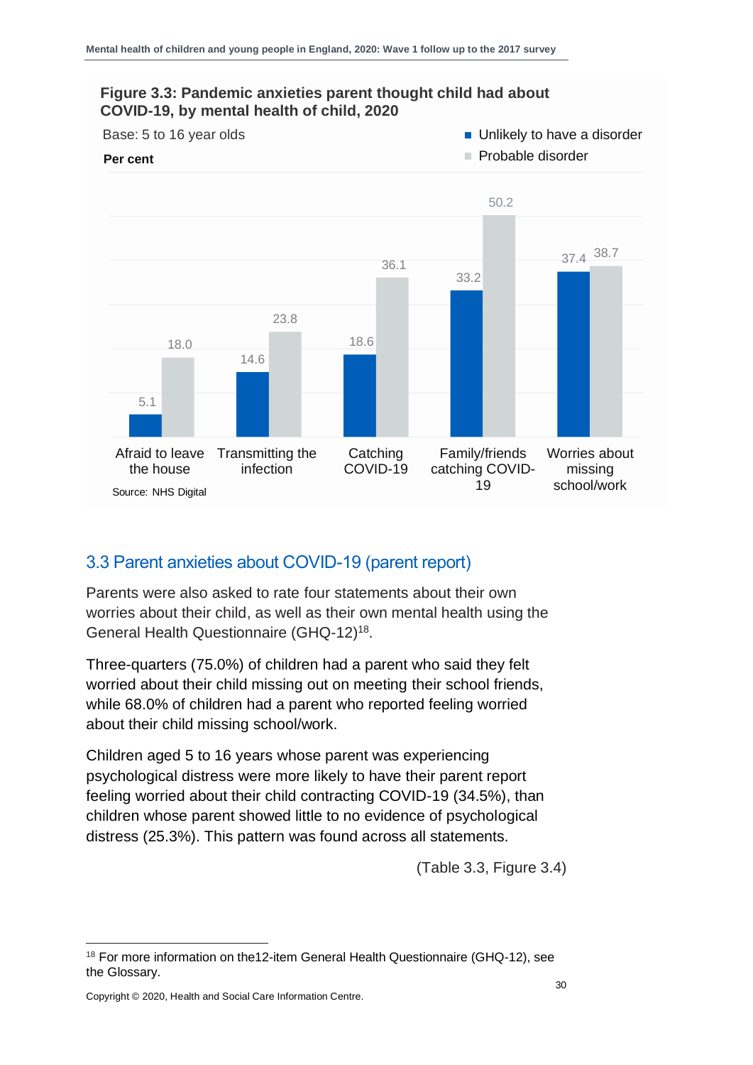**Figure 3.3: Pandemic anxieties parent thought child had about COVID-19, by mental health of child, 2020**

Base: 5 to 16 year olds

Per cent

| | Unlikely to have a disorder | Probable disorder |
|---|---|---|
| Afraid to leave the house | 5.1 | 18.0 |
| Transmitting the infection | 14.6 | 23.8 |
| Catching COVID-19 | 18.6 | 36.1 |
| Family/friends catching COVID-19 | 33.2 | 50.2 |
| Worries about missing school/work | 37.4 | 38.7 |

Source: NHS Digital

## 3.3 Parent anxieties about COVID-19 (parent report)

Parents were also asked to rate four statements about their own worries about their child, as well as their own mental health using the General Health Questionnaire (GHQ-12)[18].

Three-quarters (75.0%) of children had a parent who said they felt worried about their child missing out on meeting their school friends, while 68.0% of children had a parent who reported feeling worried about their child missing school/work.

Children aged 5 to 16 years whose parent was experiencing psychological distress were more likely to have their parent report feeling worried about their child contracting COVID-19 (34.5%), than children whose parent showed little to no evidence of psychological distress (25.3%). This pattern was found across all statements.

(Table 3.3, Figure 3.4)

[18] For more information on the12-item General Health Questionnaire (GHQ-12), see the Glossary.

Copyright © 2020, Health and Social Care Information Centre.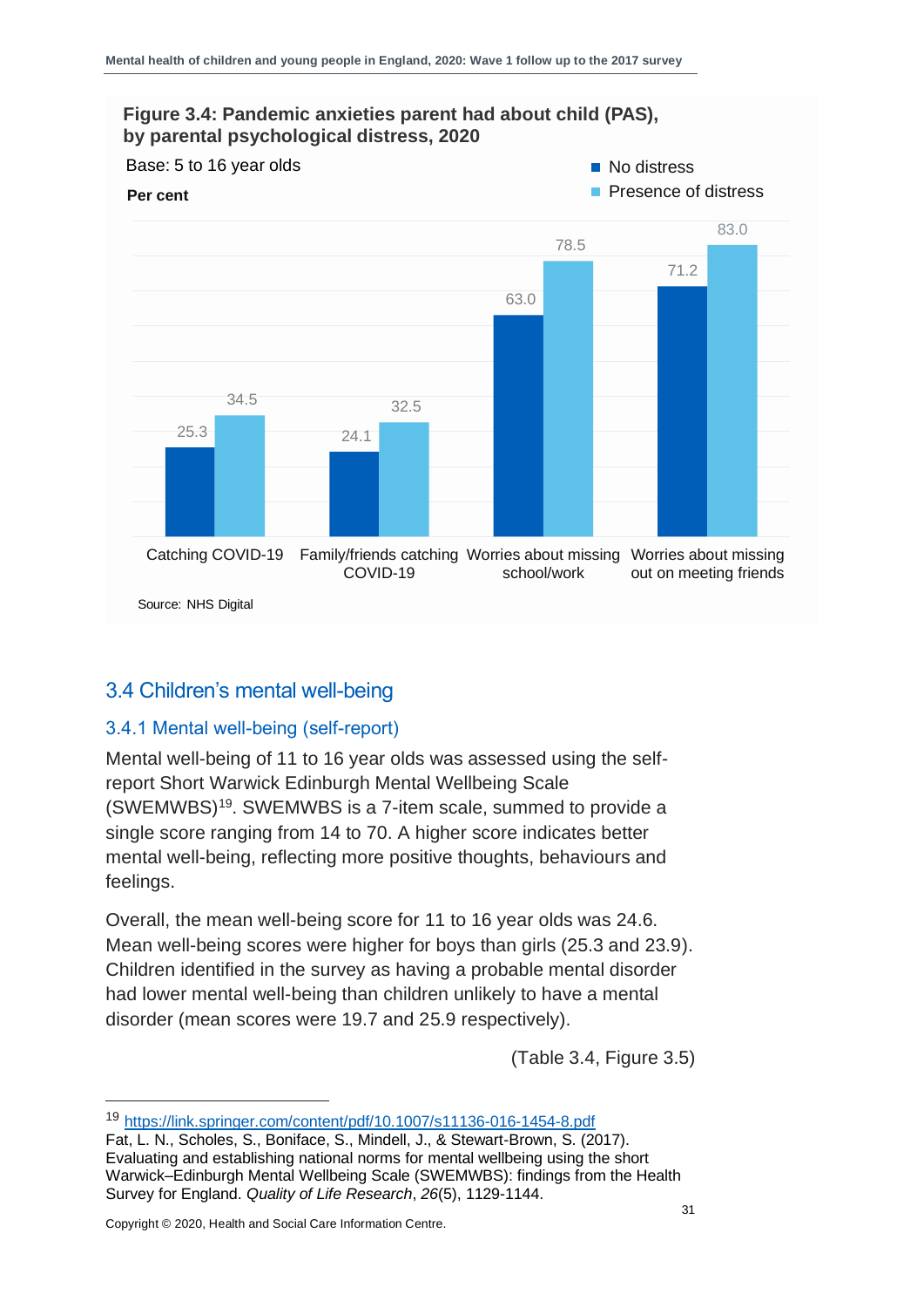**Figure 3.4: Pandemic anxieties parent had about child (PAS), by parental psychological distress, 2020**

Base: 5 to 16 year olds

Per cent

| | No distress | Presence of distress |
|---|---|---|
| Catching COVID-19 | 25.3 | 34.5 |
| Family/friends catching COVID-19 | 24.1 | 32.5 |
| Worries about missing school/work | 63.0 | 78.5 |
| Worries about missing out on meeting friends | 71.2 | 83.0 |

Source: NHS Digital

## 3.4 Children's mental well-being

### 3.4.1 Mental well-being (self-report)

Mental well-being of 11 to 16 year olds was assessed using the self-report Short Warwick Edinburgh Mental Wellbeing Scale (SWEMWBS)[19]. SWEMWBS is a 7-item scale, summed to provide a single score ranging from 14 to 70. A higher score indicates better mental well-being, reflecting more positive thoughts, behaviours and feelings.

Overall, the mean well-being score for 11 to 16 year olds was 24.6. Mean well-being scores were higher for boys than girls (25.3 and 23.9). Children identified in the survey as having a probable mental disorder had lower mental well-being than children unlikely to have a mental disorder (mean scores were 19.7 and 25.9 respectively).

(Table 3.4, Figure 3.5)

---

[19] https://link.springer.com/content/pdf/10.1007/s11136-016-1454-8.pdf
Fat, L. N., Scholes, S., Boniface, S., Mindell, J., & Stewart-Brown, S. (2017). Evaluating and establishing national norms for mental wellbeing using the short Warwick–Edinburgh Mental Wellbeing Scale (SWEMWBS): findings from the Health Survey for England. *Quality of Life Research*, *26*(5), 1129-1144.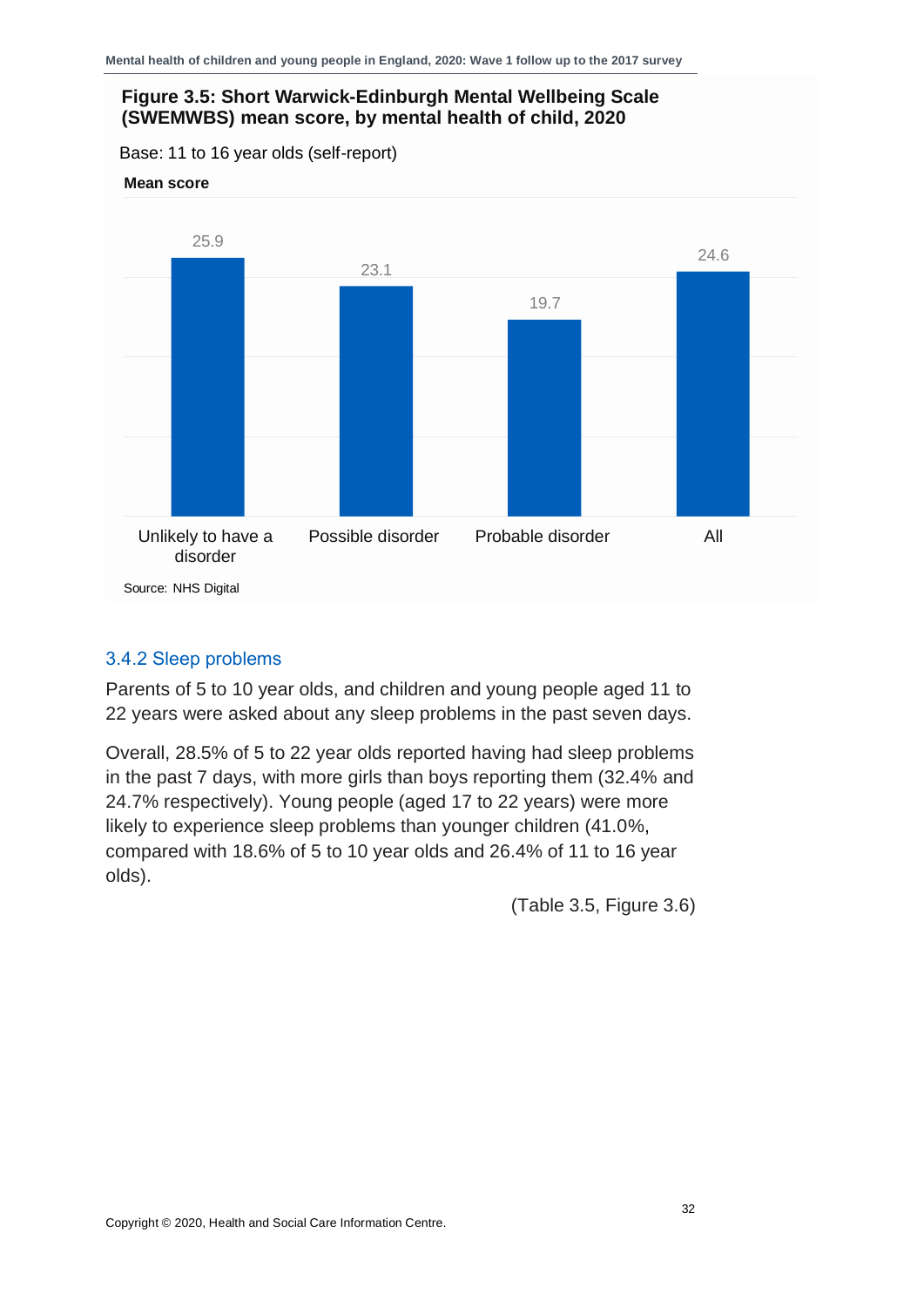**Figure 3.5: Short Warwick-Edinburgh Mental Wellbeing Scale (SWEMWBS) mean score, by mental health of child, 2020**

Base: 11 to 16 year olds (self-report)

| Mental health of child | Mean score |
|---|---|
| Unlikely to have a disorder | 25.9 |
| Possible disorder | 23.1 |
| Probable disorder | 19.7 |
| All | 24.6 |

Source: NHS Digital

### 3.4.2 Sleep problems

Parents of 5 to 10 year olds, and children and young people aged 11 to 22 years were asked about any sleep problems in the past seven days.

Overall, 28.5% of 5 to 22 year olds reported having had sleep problems in the past 7 days, with more girls than boys reporting them (32.4% and 24.7% respectively). Young people (aged 17 to 22 years) were more likely to experience sleep problems than younger children (41.0%, compared with 18.6% of 5 to 10 year olds and 26.4% of 11 to 16 year olds).

(Table 3.5, Figure 3.6)

Copyright © 2020, Health and Social Care Information Centre.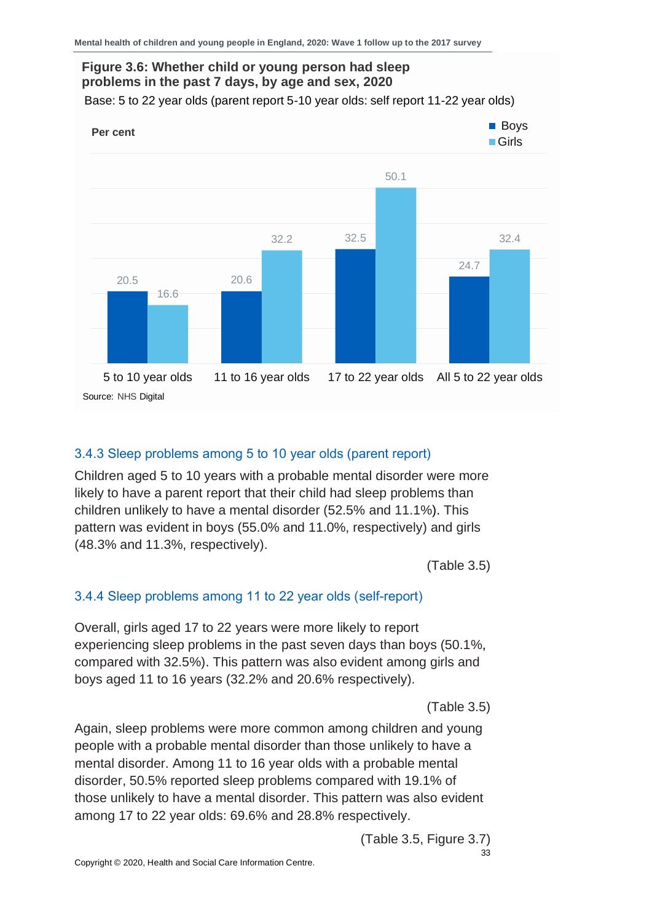**Figure 3.6: Whether child or young person had sleep problems in the past 7 days, by age and sex, 2020**

Base: 5 to 22 year olds (parent report 5-10 year olds: self report 11-22 year olds)

Per cent

| | Boys | Girls |
|---|---|---|
| 5 to 10 year olds | 20.5 | 16.6 |
| 11 to 16 year olds | 20.6 | 32.2 |
| 17 to 22 year olds | 32.5 | 50.1 |
| All 5 to 22 year olds | 24.7 | 32.4 |

Source: NHS Digital

### 3.4.3 Sleep problems among 5 to 10 year olds (parent report)

Children aged 5 to 10 years with a probable mental disorder were more likely to have a parent report that their child had sleep problems than children unlikely to have a mental disorder (52.5% and 11.1%). This pattern was evident in boys (55.0% and 11.0%, respectively) and girls (48.3% and 11.3%, respectively).

(Table 3.5)

### 3.4.4 Sleep problems among 11 to 22 year olds (self-report)

Overall, girls aged 17 to 22 years were more likely to report experiencing sleep problems in the past seven days than boys (50.1%, compared with 32.5%). This pattern was also evident among girls and boys aged 11 to 16 years (32.2% and 20.6% respectively).

(Table 3.5)

Again, sleep problems were more common among children and young people with a probable mental disorder than those unlikely to have a mental disorder. Among 11 to 16 year olds with a probable mental disorder, 50.5% reported sleep problems compared with 19.1% of those unlikely to have a mental disorder. This pattern was also evident among 17 to 22 year olds: 69.6% and 28.8% respectively.

(Table 3.5, Figure 3.7)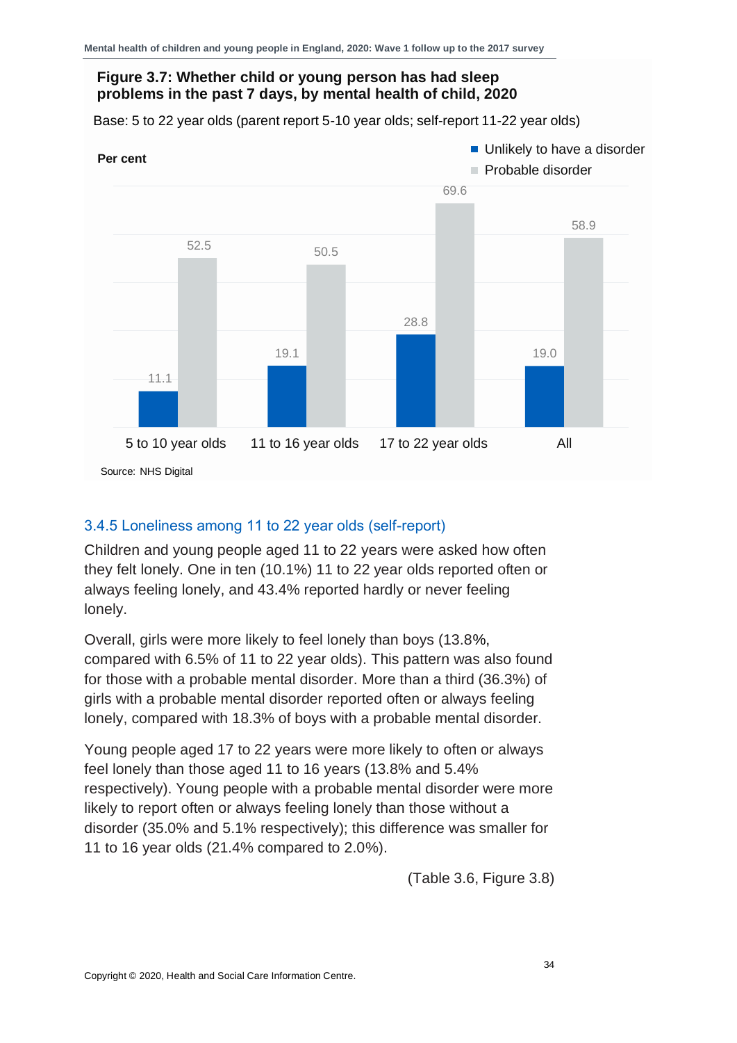**Figure 3.7: Whether child or young person has had sleep problems in the past 7 days, by mental health of child, 2020**

Base: 5 to 22 year olds (parent report 5-10 year olds; self-report 11-22 year olds)

Per cent

| | Unlikely to have a disorder | Probable disorder |
|---|---|---|
| 5 to 10 year olds | 11.1 | 52.5 |
| 11 to 16 year olds | 19.1 | 50.5 |
| 17 to 22 year olds | 28.8 | 69.6 |
| All | 19.0 | 58.9 |

Source: NHS Digital

### 3.4.5 Loneliness among 11 to 22 year olds (self-report)

Children and young people aged 11 to 22 years were asked how often they felt lonely. One in ten (10.1%) 11 to 22 year olds reported often or always feeling lonely, and 43.4% reported hardly or never feeling lonely.

Overall, girls were more likely to feel lonely than boys (13.8%, compared with 6.5% of 11 to 22 year olds). This pattern was also found for those with a probable mental disorder. More than a third (36.3%) of girls with a probable mental disorder reported often or always feeling lonely, compared with 18.3% of boys with a probable mental disorder.

Young people aged 17 to 22 years were more likely to often or always feel lonely than those aged 11 to 16 years (13.8% and 5.4% respectively). Young people with a probable mental disorder were more likely to report often or always feeling lonely than those without a disorder (35.0% and 5.1% respectively); this difference was smaller for 11 to 16 year olds (21.4% compared to 2.0%).

(Table 3.6, Figure 3.8)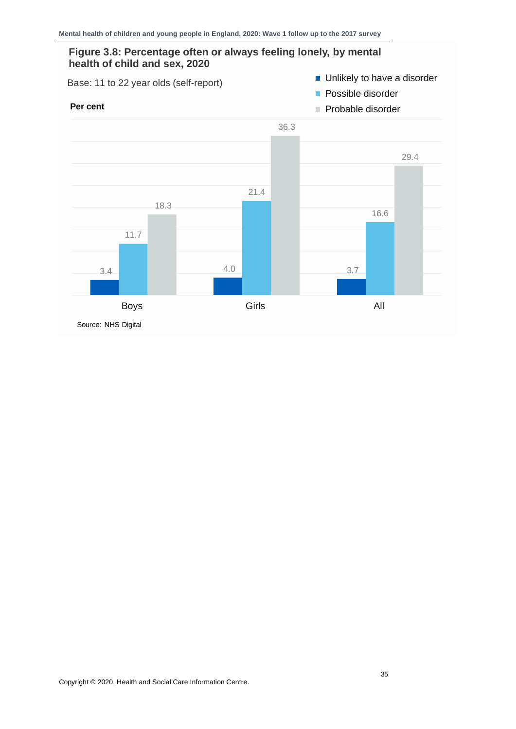**Figure 3.8: Percentage often or always feeling lonely, by mental health of child and sex, 2020**

Base: 11 to 22 year olds (self-report)

Per cent

| | Unlikely to have a disorder | Possible disorder | Probable disorder |
| --- | --- | --- | --- |
| Boys | 3.4 | 11.7 | 18.3 |
| Girls | 4.0 | 21.4 | 36.3 |
| All | 3.7 | 16.6 | 29.4 |

Source: NHS Digital

Copyright © 2020, Health and Social Care Information Centre.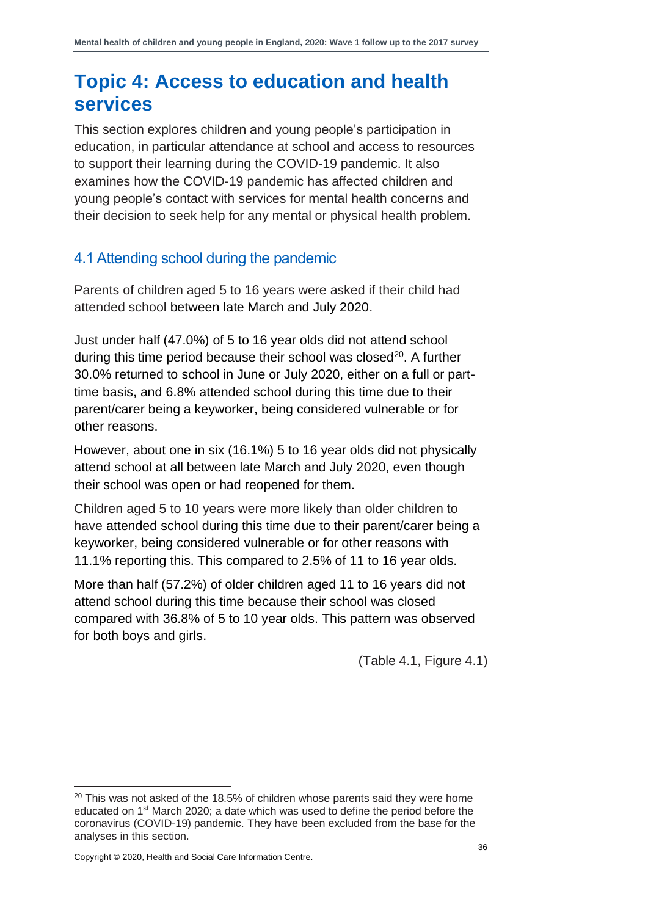# Topic 4: Access to education and health services

This section explores children and young people's participation in education, in particular attendance at school and access to resources to support their learning during the COVID-19 pandemic. It also examines how the COVID-19 pandemic has affected children and young people's contact with services for mental health concerns and their decision to seek help for any mental or physical health problem.

## 4.1 Attending school during the pandemic

Parents of children aged 5 to 16 years were asked if their child had attended school between late March and July 2020.

Just under half (47.0%) of 5 to 16 year olds did not attend school during this time period because their school was closed[20]. A further 30.0% returned to school in June or July 2020, either on a full or part-time basis, and 6.8% attended school during this time due to their parent/carer being a keyworker, being considered vulnerable or for other reasons.

However, about one in six (16.1%) 5 to 16 year olds did not physically attend school at all between late March and July 2020, even though their school was open or had reopened for them.

Children aged 5 to 10 years were more likely than older children to have attended school during this time due to their parent/carer being a keyworker, being considered vulnerable or for other reasons with 11.1% reporting this. This compared to 2.5% of 11 to 16 year olds.

More than half (57.2%) of older children aged 11 to 16 years did not attend school during this time because their school was closed compared with 36.8% of 5 to 10 year olds. This pattern was observed for both boys and girls.

(Table 4.1, Figure 4.1)

---

[20] This was not asked of the 18.5% of children whose parents said they were home educated on 1st March 2020; a date which was used to define the period before the coronavirus (COVID-19) pandemic. They have been excluded from the base for the analyses in this section.

Copyright © 2020, Health and Social Care Information Centre.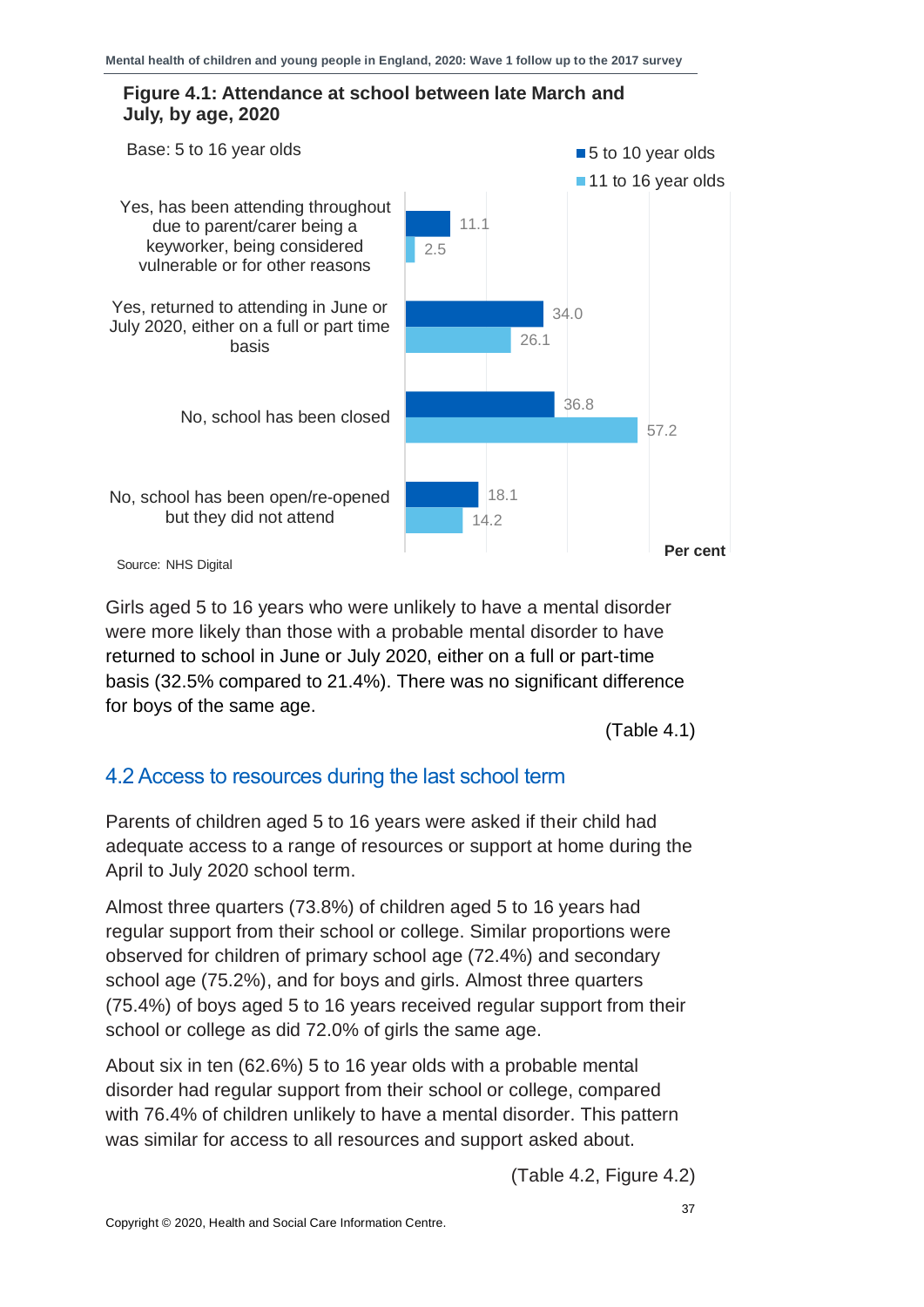**Figure 4.1: Attendance at school between late March and July, by age, 2020**

Base: 5 to 16 year olds

| | 5 to 10 year olds | 11 to 16 year olds |
|---|---|---|
| Yes, has been attending throughout due to parent/carer being a keyworker, being considered vulnerable or for other reasons | 11.1 | 2.5 |
| Yes, returned to attending in June or July 2020, either on a full or part time basis | 34.0 | 26.1 |
| No, school has been closed | 36.8 | 57.2 |
| No, school has been open/re-opened but they did not attend | 18.1 | 14.2 |

Per cent

Source: NHS Digital

Girls aged 5 to 16 years who were unlikely to have a mental disorder were more likely than those with a probable mental disorder to have returned to school in June or July 2020, either on a full or part-time basis (32.5% compared to 21.4%). There was no significant difference for boys of the same age.

(Table 4.1)

## 4.2 Access to resources during the last school term

Parents of children aged 5 to 16 years were asked if their child had adequate access to a range of resources or support at home during the April to July 2020 school term.

Almost three quarters (73.8%) of children aged 5 to 16 years had regular support from their school or college. Similar proportions were observed for children of primary school age (72.4%) and secondary school age (75.2%), and for boys and girls. Almost three quarters (75.4%) of boys aged 5 to 16 years received regular support from their school or college as did 72.0% of girls the same age.

About six in ten (62.6%) 5 to 16 year olds with a probable mental disorder had regular support from their school or college, compared with 76.4% of children unlikely to have a mental disorder. This pattern was similar for access to all resources and support asked about.

(Table 4.2, Figure 4.2)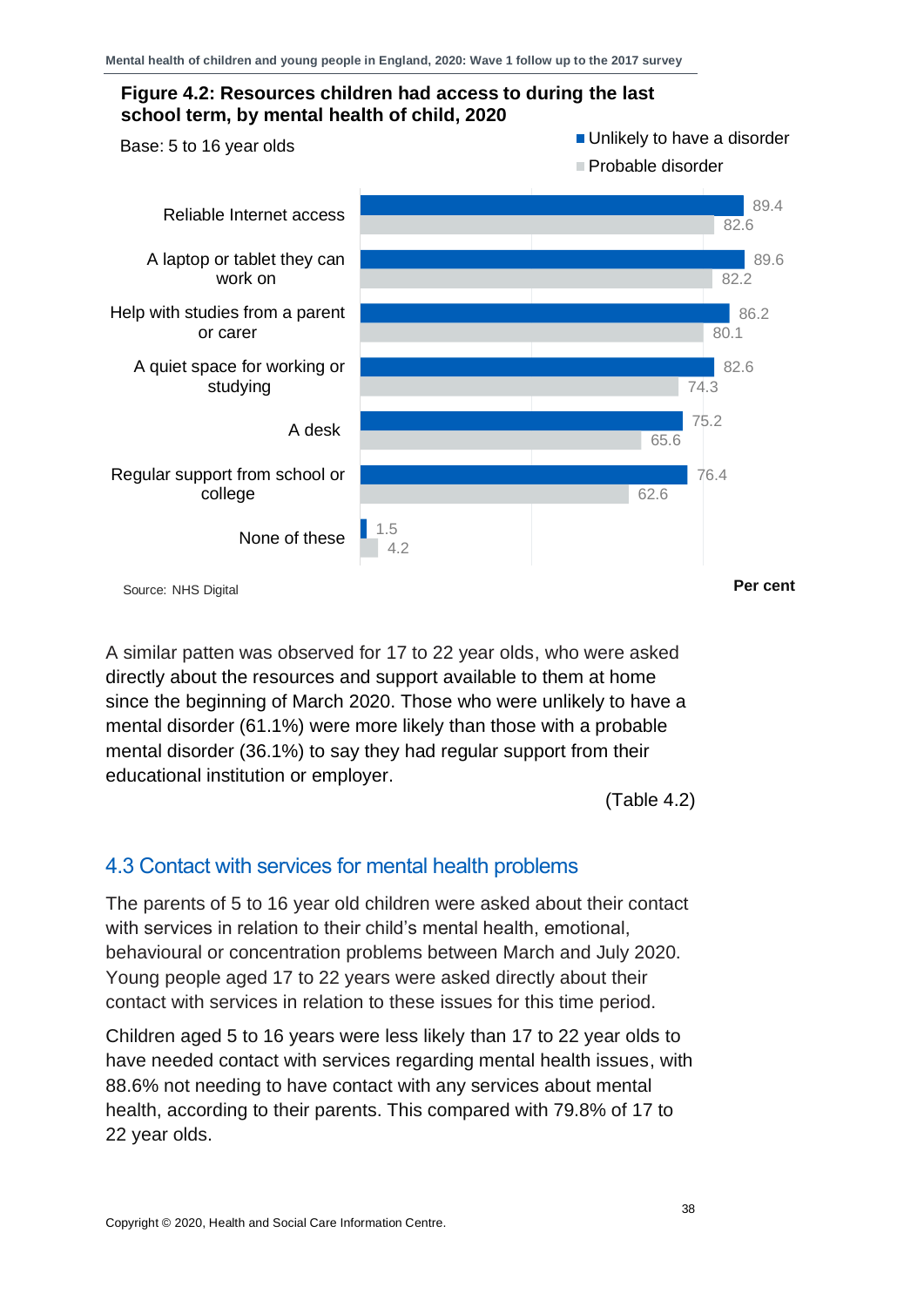**Figure 4.2: Resources children had access to during the last school term, by mental health of child, 2020**

Base: 5 to 16 year olds

| Resource | Unlikely to have a disorder | Probable disorder |
| --- | --- | --- |
| Reliable Internet access | 89.4 | 82.6 |
| A laptop or tablet they can work on | 89.6 | 82.2 |
| Help with studies from a parent or carer | 86.2 | 80.1 |
| A quiet space for working or studying | 82.6 | 74.3 |
| A desk | 75.2 | 65.6 |
| Regular support from school or college | 76.4 | 62.6 |
| None of these | 1.5 | 4.2 |

Per cent

Source: NHS Digital

A similar patten was observed for 17 to 22 year olds, who were asked directly about the resources and support available to them at home since the beginning of March 2020. Those who were unlikely to have a mental disorder (61.1%) were more likely than those with a probable mental disorder (36.1%) to say they had regular support from their educational institution or employer.

(Table 4.2)

## 4.3 Contact with services for mental health problems

The parents of 5 to 16 year old children were asked about their contact with services in relation to their child's mental health, emotional, behavioural or concentration problems between March and July 2020. Young people aged 17 to 22 years were asked directly about their contact with services in relation to these issues for this time period.

Children aged 5 to 16 years were less likely than 17 to 22 year olds to have needed contact with services regarding mental health issues, with 88.6% not needing to have contact with any services about mental health, according to their parents. This compared with 79.8% of 17 to 22 year olds.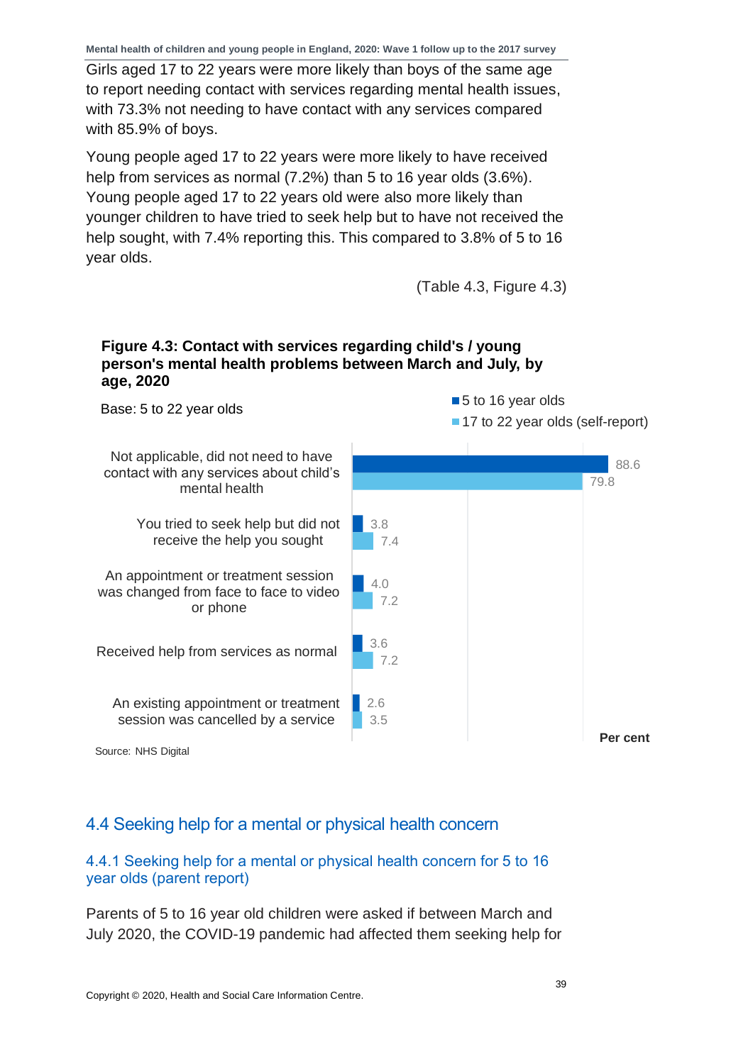Girls aged 17 to 22 years were more likely than boys of the same age to report needing contact with services regarding mental health issues, with 73.3% not needing to have contact with any services compared with 85.9% of boys.

Young people aged 17 to 22 years were more likely to have received help from services as normal (7.2%) than 5 to 16 year olds (3.6%). Young people aged 17 to 22 years old were also more likely than younger children to have tried to seek help but to have not received the help sought, with 7.4% reporting this. This compared to 3.8% of 5 to 16 year olds.

(Table 4.3, Figure 4.3)

**Figure 4.3: Contact with services regarding child's / young person's mental health problems between March and July, by age, 2020**

Base: 5 to 22 year olds

| | 5 to 16 year olds | 17 to 22 year olds (self-report) |
|---|---|---|
| Not applicable, did not need to have contact with any services about child's mental health | 88.6 | 79.8 |
| You tried to seek help but did not receive the help you sought | 3.8 | 7.4 |
| An appointment or treatment session was changed from face to face to video or phone | 4.0 | 7.2 |
| Received help from services as normal | 3.6 | 7.2 |
| An existing appointment or treatment session was cancelled by a service | 2.6 | 3.5 |

Per cent

Source: NHS Digital

## 4.4 Seeking help for a mental or physical health concern

### 4.4.1 Seeking help for a mental or physical health concern for 5 to 16 year olds (parent report)

Parents of 5 to 16 year old children were asked if between March and July 2020, the COVID-19 pandemic had affected them seeking help for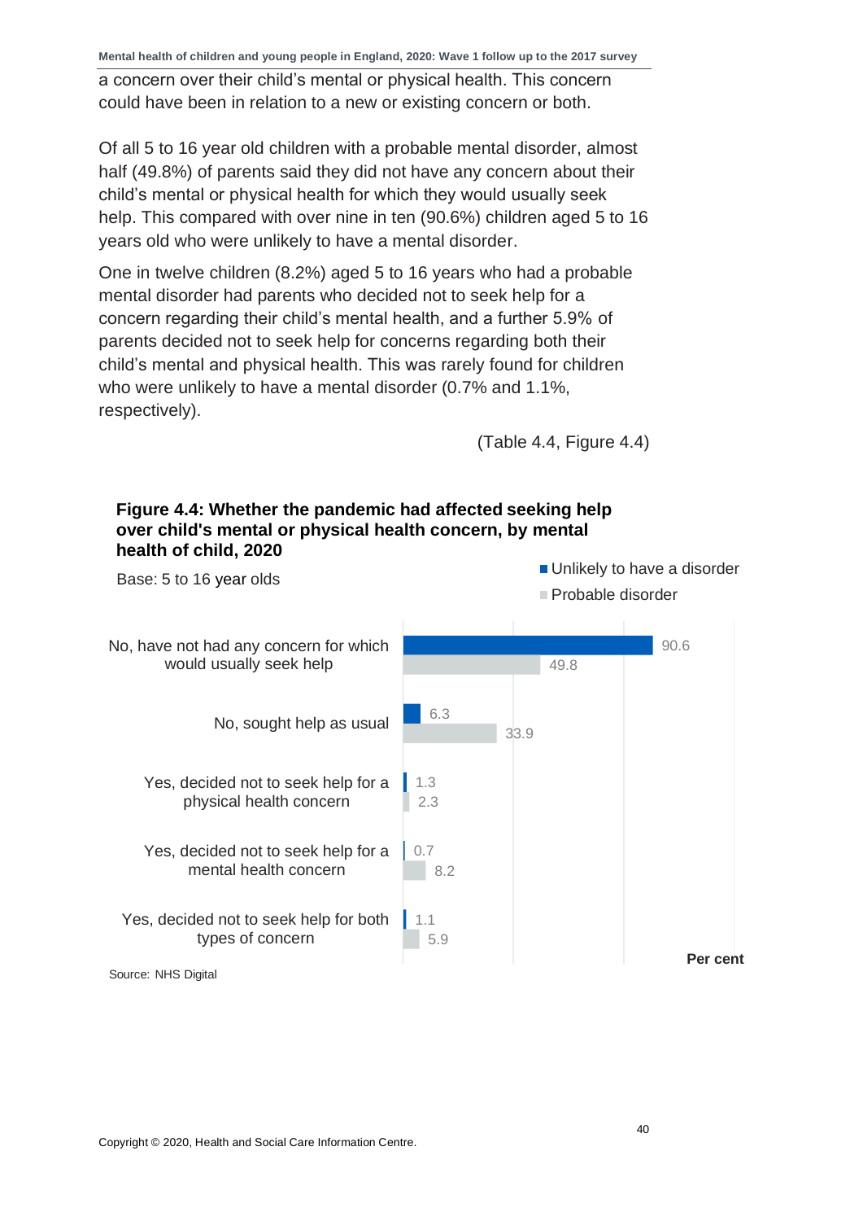a concern over their child's mental or physical health. This concern could have been in relation to a new or existing concern or both.

Of all 5 to 16 year old children with a probable mental disorder, almost half (49.8%) of parents said they did not have any concern about their child's mental or physical health for which they would usually seek help. This compared with over nine in ten (90.6%) children aged 5 to 16 years old who were unlikely to have a mental disorder.

One in twelve children (8.2%) aged 5 to 16 years who had a probable mental disorder had parents who decided not to seek help for a concern regarding their child's mental health, and a further 5.9% of parents decided not to seek help for concerns regarding both their child's mental and physical health. This was rarely found for children who were unlikely to have a mental disorder (0.7% and 1.1%, respectively).

(Table 4.4, Figure 4.4)

**Figure 4.4: Whether the pandemic had affected seeking help over child's mental or physical health concern, by mental health of child, 2020**

Base: 5 to 16 year olds

| | Unlikely to have a disorder | Probable disorder |
|---|---|---|
| No, have not had any concern for which would usually seek help | 90.6 | 49.8 |
| No, sought help as usual | 6.3 | 33.9 |
| Yes, decided not to seek help for a physical health concern | 1.3 | 2.3 |
| Yes, decided not to seek help for a mental health concern | 0.7 | 8.2 |
| Yes, decided not to seek help for both types of concern | 1.1 | 5.9 |

Per cent

Source: NHS Digital

Copyright © 2020, Health and Social Care Information Centre.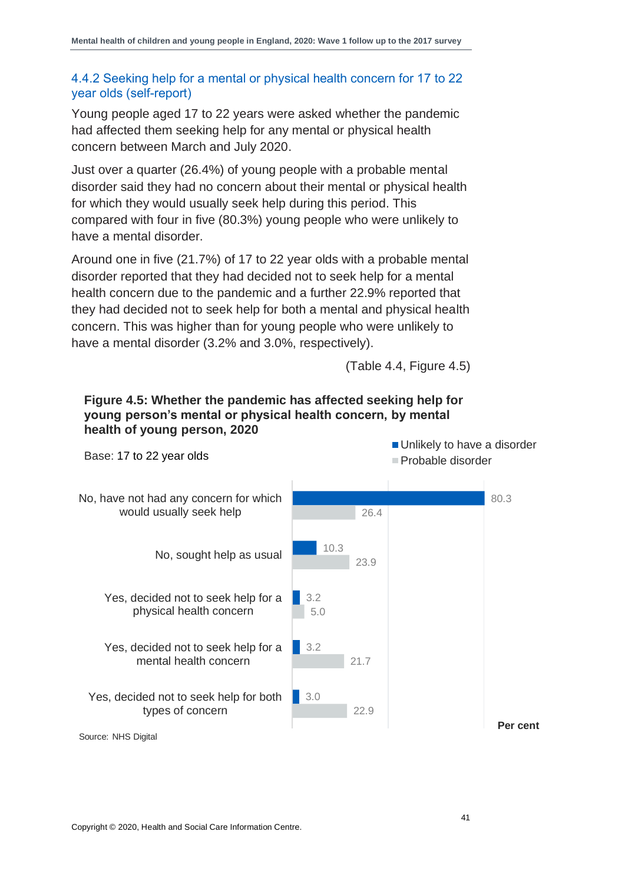### 4.4.2 Seeking help for a mental or physical health concern for 17 to 22 year olds (self-report)

Young people aged 17 to 22 years were asked whether the pandemic had affected them seeking help for any mental or physical health concern between March and July 2020.

Just over a quarter (26.4%) of young people with a probable mental disorder said they had no concern about their mental or physical health for which they would usually seek help during this period. This compared with four in five (80.3%) young people who were unlikely to have a mental disorder.

Around one in five (21.7%) of 17 to 22 year olds with a probable mental disorder reported that they had decided not to seek help for a mental health concern due to the pandemic and a further 22.9% reported that they had decided not to seek help for both a mental and physical health concern. This was higher than for young people who were unlikely to have a mental disorder (3.2% and 3.0%, respectively).

(Table 4.4, Figure 4.5)

**Figure 4.5: Whether the pandemic has affected seeking help for young person's mental or physical health concern, by mental health of young person, 2020**

Base: 17 to 22 year olds

| | Unlikely to have a disorder | Probable disorder |
|---|---|---|
| No, have not had any concern for which would usually seek help | 80.3 | 26.4 |
| No, sought help as usual | 10.3 | 23.9 |
| Yes, decided not to seek help for a physical health concern | 3.2 | 5.0 |
| Yes, decided not to seek help for a mental health concern | 3.2 | 21.7 |
| Yes, decided not to seek help for both types of concern | 3.0 | 22.9 |

Per cent

Source: NHS Digital

Copyright © 2020, Health and Social Care Information Centre.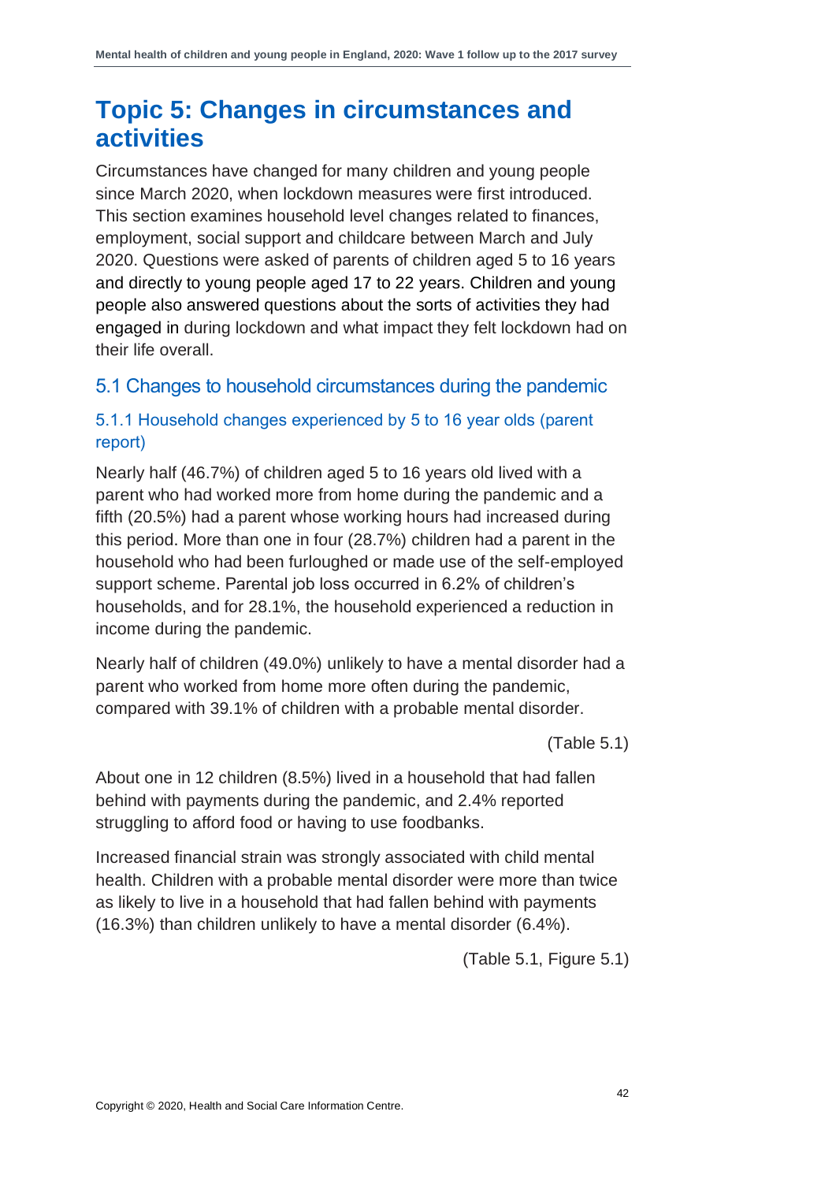# Topic 5: Changes in circumstances and activities

Circumstances have changed for many children and young people since March 2020, when lockdown measures were first introduced. This section examines household level changes related to finances, employment, social support and childcare between March and July 2020. Questions were asked of parents of children aged 5 to 16 years and directly to young people aged 17 to 22 years. Children and young people also answered questions about the sorts of activities they had engaged in during lockdown and what impact they felt lockdown had on their life overall.

## 5.1 Changes to household circumstances during the pandemic

### 5.1.1 Household changes experienced by 5 to 16 year olds (parent report)

Nearly half (46.7%) of children aged 5 to 16 years old lived with a parent who had worked more from home during the pandemic and a fifth (20.5%) had a parent whose working hours had increased during this period. More than one in four (28.7%) children had a parent in the household who had been furloughed or made use of the self-employed support scheme. Parental job loss occurred in 6.2% of children's households, and for 28.1%, the household experienced a reduction in income during the pandemic.

Nearly half of children (49.0%) unlikely to have a mental disorder had a parent who worked from home more often during the pandemic, compared with 39.1% of children with a probable mental disorder.

(Table 5.1)

About one in 12 children (8.5%) lived in a household that had fallen behind with payments during the pandemic, and 2.4% reported struggling to afford food or having to use foodbanks.

Increased financial strain was strongly associated with child mental health. Children with a probable mental disorder were more than twice as likely to live in a household that had fallen behind with payments (16.3%) than children unlikely to have a mental disorder (6.4%).

(Table 5.1, Figure 5.1)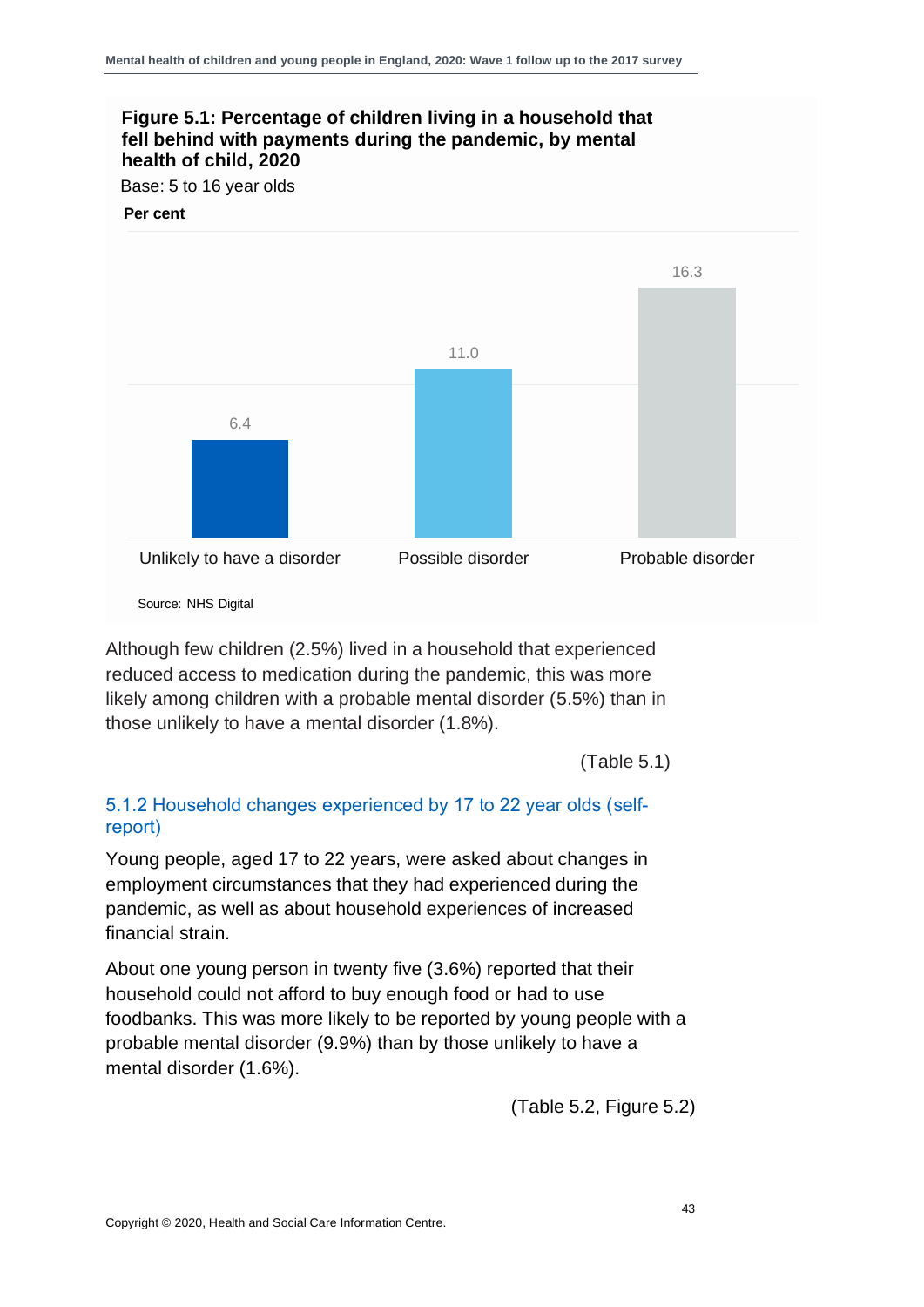**Figure 5.1: Percentage of children living in a household that fell behind with payments during the pandemic, by mental health of child, 2020**

Base: 5 to 16 year olds

**Per cent**

| | Per cent |
|---|---|
| Unlikely to have a disorder | 6.4 |
| Possible disorder | 11.0 |
| Probable disorder | 16.3 |

Source: NHS Digital

Although few children (2.5%) lived in a household that experienced reduced access to medication during the pandemic, this was more likely among children with a probable mental disorder (5.5%) than in those unlikely to have a mental disorder (1.8%).

(Table 5.1)

### 5.1.2 Household changes experienced by 17 to 22 year olds (self-report)

Young people, aged 17 to 22 years, were asked about changes in employment circumstances that they had experienced during the pandemic, as well as about household experiences of increased financial strain.

About one young person in twenty five (3.6%) reported that their household could not afford to buy enough food or had to use foodbanks. This was more likely to be reported by young people with a probable mental disorder (9.9%) than by those unlikely to have a mental disorder (1.6%).

(Table 5.2, Figure 5.2)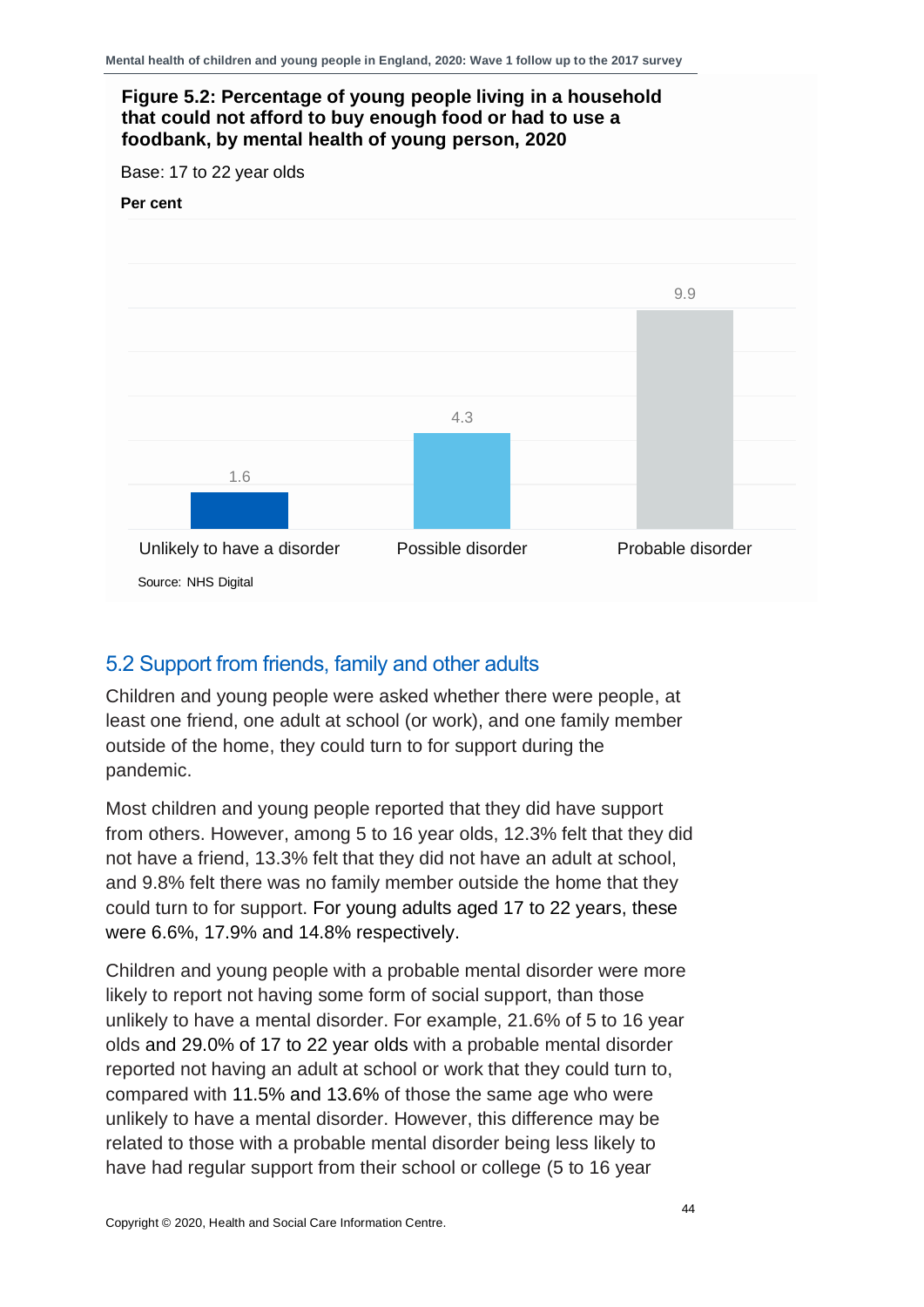**Figure 5.2: Percentage of young people living in a household that could not afford to buy enough food or had to use a foodbank, by mental health of young person, 2020**

Base: 17 to 22 year olds

**Per cent**

| | Per cent |
|---|---|
| Unlikely to have a disorder | 1.6 |
| Possible disorder | 4.3 |
| Probable disorder | 9.9 |

Source: NHS Digital

## 5.2 Support from friends, family and other adults

Children and young people were asked whether there were people, at least one friend, one adult at school (or work), and one family member outside of the home, they could turn to for support during the pandemic.

Most children and young people reported that they did have support from others. However, among 5 to 16 year olds, 12.3% felt that they did not have a friend, 13.3% felt that they did not have an adult at school, and 9.8% felt there was no family member outside the home that they could turn to for support. For young adults aged 17 to 22 years, these were 6.6%, 17.9% and 14.8% respectively.

Children and young people with a probable mental disorder were more likely to report not having some form of social support, than those unlikely to have a mental disorder. For example, 21.6% of 5 to 16 year olds and 29.0% of 17 to 22 year olds with a probable mental disorder reported not having an adult at school or work that they could turn to, compared with 11.5% and 13.6% of those the same age who were unlikely to have a mental disorder. However, this difference may be related to those with a probable mental disorder being less likely to have had regular support from their school or college (5 to 16 year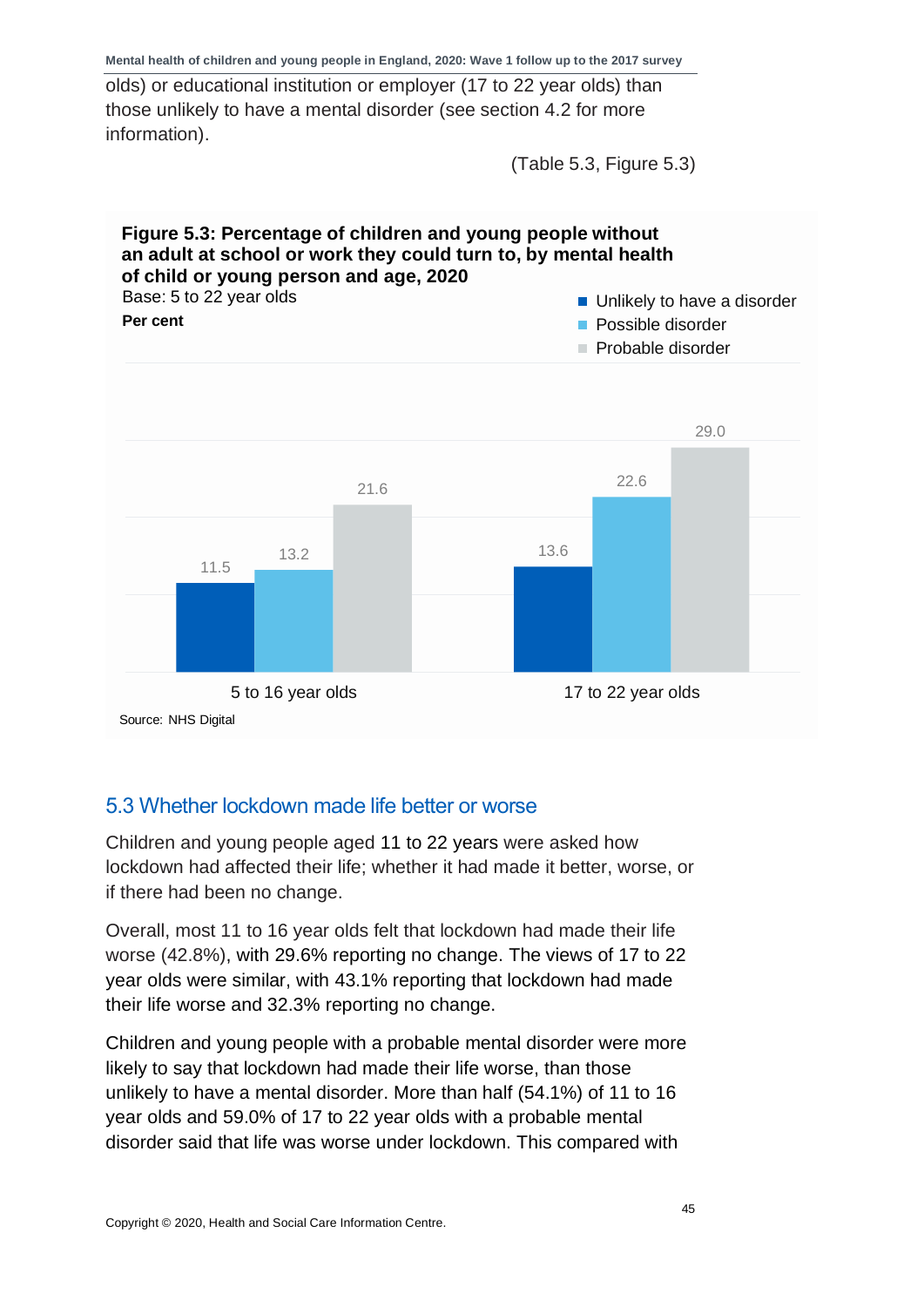olds) or educational institution or employer (17 to 22 year olds) than those unlikely to have a mental disorder (see section 4.2 for more information).

(Table 5.3, Figure 5.3)

**Figure 5.3: Percentage of children and young people without an adult at school or work they could turn to, by mental health of child or young person and age, 2020**

Base: 5 to 22 year olds

**Per cent**

| | Unlikely to have a disorder | Possible disorder | Probable disorder |
|---|---|---|---|
| 5 to 16 year olds | 11.5 | 13.2 | 21.6 |
| 17 to 22 year olds | 13.6 | 22.6 | 29.0 |

Source: NHS Digital

## 5.3 Whether lockdown made life better or worse

Children and young people aged 11 to 22 years were asked how lockdown had affected their life; whether it had made it better, worse, or if there had been no change.

Overall, most 11 to 16 year olds felt that lockdown had made their life worse (42.8%), with 29.6% reporting no change. The views of 17 to 22 year olds were similar, with 43.1% reporting that lockdown had made their life worse and 32.3% reporting no change.

Children and young people with a probable mental disorder were more likely to say that lockdown had made their life worse, than those unlikely to have a mental disorder. More than half (54.1%) of 11 to 16 year olds and 59.0% of 17 to 22 year olds with a probable mental disorder said that life was worse under lockdown. This compared with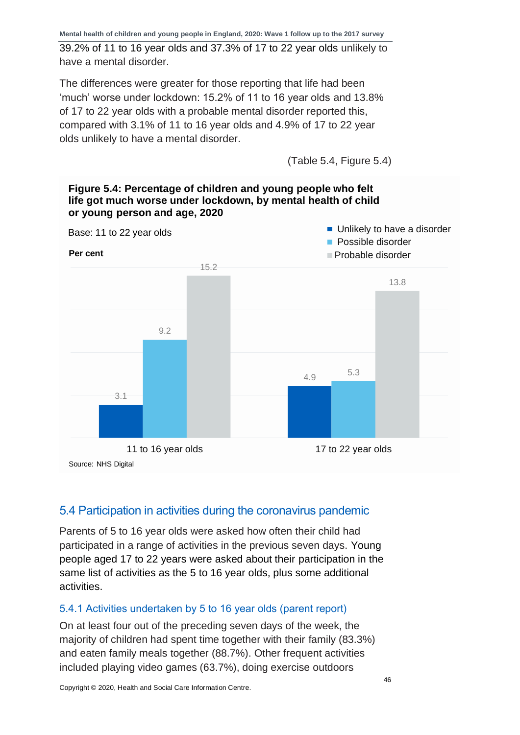39.2% of 11 to 16 year olds and 37.3% of 17 to 22 year olds unlikely to have a mental disorder.

The differences were greater for those reporting that life had been 'much' worse under lockdown: 15.2% of 11 to 16 year olds and 13.8% of 17 to 22 year olds with a probable mental disorder reported this, compared with 3.1% of 11 to 16 year olds and 4.9% of 17 to 22 year olds unlikely to have a mental disorder.

(Table 5.4, Figure 5.4)

**Figure 5.4: Percentage of children and young people who felt life got much worse under lockdown, by mental health of child or young person and age, 2020**

Base: 11 to 22 year olds

Per cent

| | Unlikely to have a disorder | Possible disorder | Probable disorder |
|---|---|---|---|
| 11 to 16 year olds | 3.1 | 9.2 | 15.2 |
| 17 to 22 year olds | 4.9 | 5.3 | 13.8 |

Source: NHS Digital

## 5.4 Participation in activities during the coronavirus pandemic

Parents of 5 to 16 year olds were asked how often their child had participated in a range of activities in the previous seven days. Young people aged 17 to 22 years were asked about their participation in the same list of activities as the 5 to 16 year olds, plus some additional activities.

### 5.4.1 Activities undertaken by 5 to 16 year olds (parent report)

On at least four out of the preceding seven days of the week, the majority of children had spent time together with their family (83.3%) and eaten family meals together (88.7%). Other frequent activities included playing video games (63.7%), doing exercise outdoors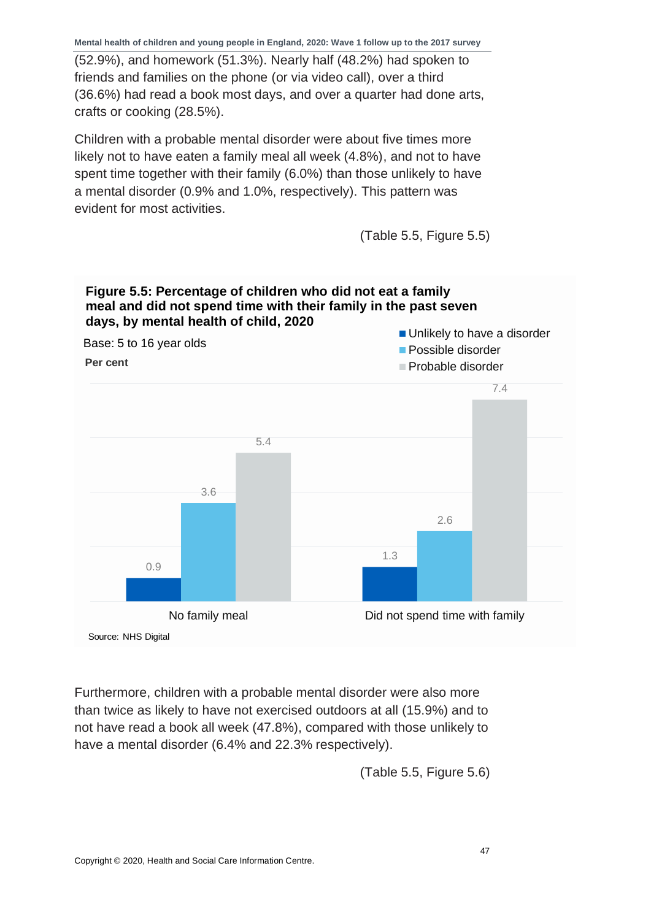(52.9%), and homework (51.3%). Nearly half (48.2%) had spoken to friends and families on the phone (or via video call), over a third (36.6%) had read a book most days, and over a quarter had done arts, crafts or cooking (28.5%).

Children with a probable mental disorder were about five times more likely not to have eaten a family meal all week (4.8%), and not to have spent time together with their family (6.0%) than those unlikely to have a mental disorder (0.9% and 1.0%, respectively). This pattern was evident for most activities.

(Table 5.5, Figure 5.5)

**Figure 5.5: Percentage of children who did not eat a family meal and did not spend time with their family in the past seven days, by mental health of child, 2020**

Base: 5 to 16 year olds

**Per cent**

| | Unlikely to have a disorder | Possible disorder | Probable disorder |
|---|---|---|---|
| No family meal | 0.9 | 3.6 | 5.4 |
| Did not spend time with family | 1.3 | 2.6 | 7.4 |

Source: NHS Digital

Furthermore, children with a probable mental disorder were also more than twice as likely to have not exercised outdoors at all (15.9%) and to not have read a book all week (47.8%), compared with those unlikely to have a mental disorder (6.4% and 22.3% respectively).

(Table 5.5, Figure 5.6)

Copyright © 2020, Health and Social Care Information Centre.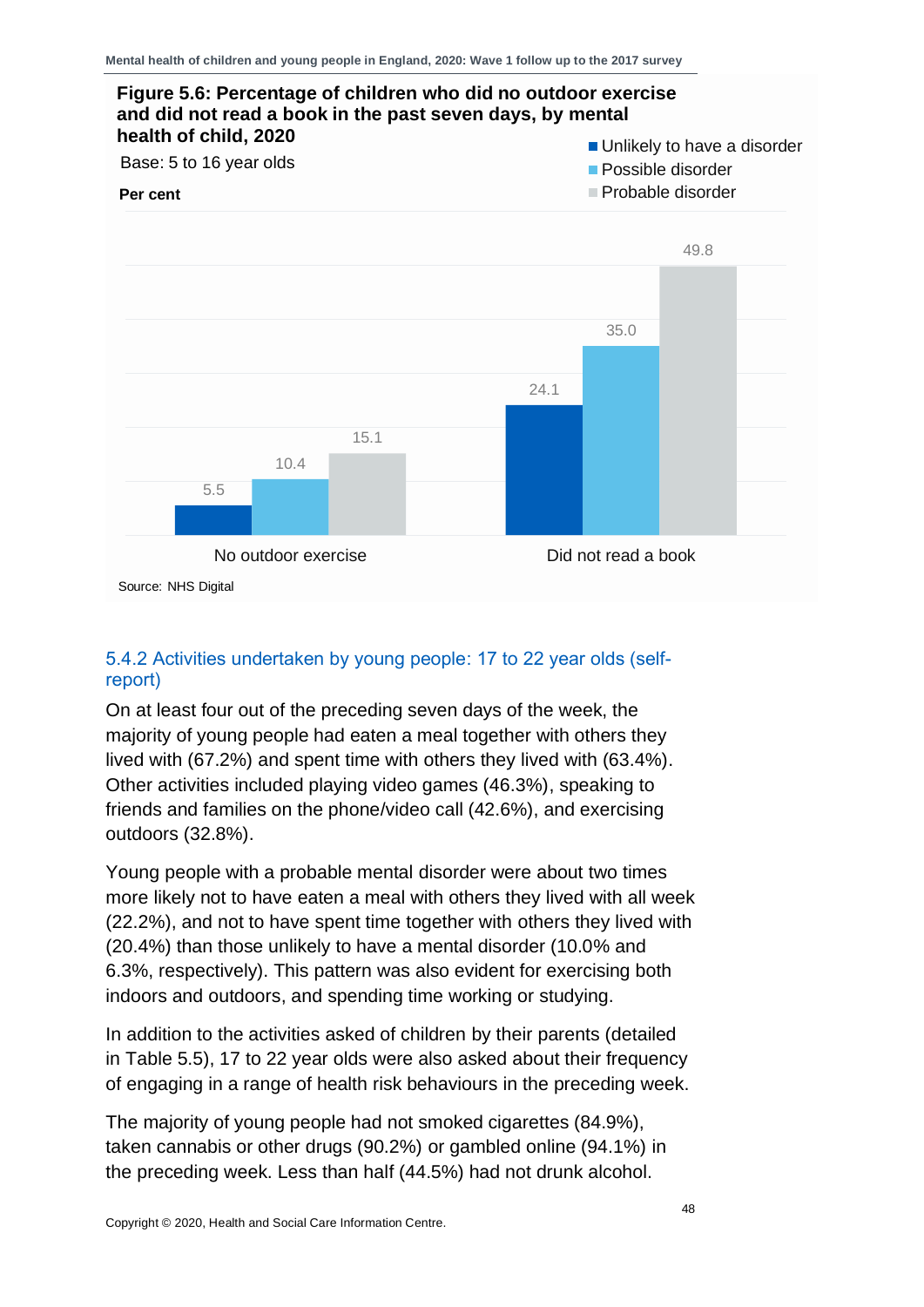**Figure 5.6: Percentage of children who did no outdoor exercise and did not read a book in the past seven days, by mental health of child, 2020**

Base: 5 to 16 year olds

Per cent

| | Unlikely to have a disorder | Possible disorder | Probable disorder |
|---|---|---|---|
| No outdoor exercise | 5.5 | 10.4 | 15.1 |
| Did not read a book | 24.1 | 35.0 | 49.8 |

Source: NHS Digital

### 5.4.2 Activities undertaken by young people: 17 to 22 year olds (self-report)

On at least four out of the preceding seven days of the week, the majority of young people had eaten a meal together with others they lived with (67.2%) and spent time with others they lived with (63.4%). Other activities included playing video games (46.3%), speaking to friends and families on the phone/video call (42.6%), and exercising outdoors (32.8%).

Young people with a probable mental disorder were about two times more likely not to have eaten a meal with others they lived with all week (22.2%), and not to have spent time together with others they lived with (20.4%) than those unlikely to have a mental disorder (10.0% and 6.3%, respectively). This pattern was also evident for exercising both indoors and outdoors, and spending time working or studying.

In addition to the activities asked of children by their parents (detailed in Table 5.5), 17 to 22 year olds were also asked about their frequency of engaging in a range of health risk behaviours in the preceding week.

The majority of young people had not smoked cigarettes (84.9%), taken cannabis or other drugs (90.2%) or gambled online (94.1%) in the preceding week. Less than half (44.5%) had not drunk alcohol.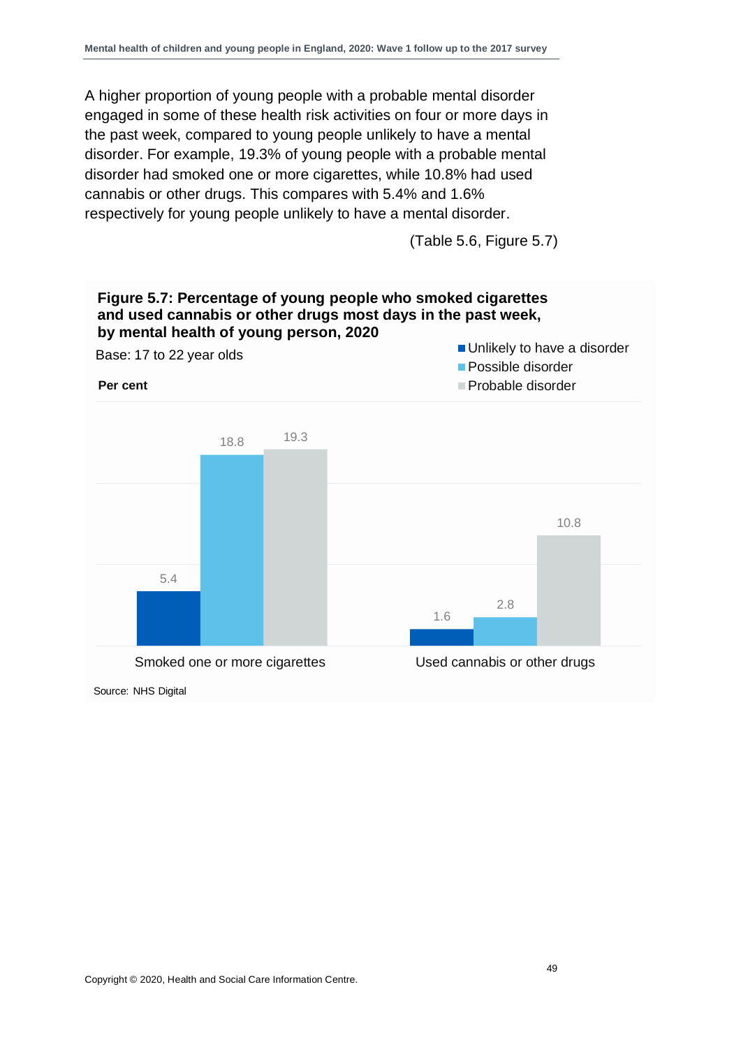A higher proportion of young people with a probable mental disorder engaged in some of these health risk activities on four or more days in the past week, compared to young people unlikely to have a mental disorder. For example, 19.3% of young people with a probable mental disorder had smoked one or more cigarettes, while 10.8% had used cannabis or other drugs. This compares with 5.4% and 1.6% respectively for young people unlikely to have a mental disorder.

(Table 5.6, Figure 5.7)

**Figure 5.7: Percentage of young people who smoked cigarettes and used cannabis or other drugs most days in the past week, by mental health of young person, 2020**

Base: 17 to 22 year olds

**Per cent**

| | Unlikely to have a disorder | Possible disorder | Probable disorder |
|---|---|---|---|
| Smoked one or more cigarettes | 5.4 | 18.8 | 19.3 |
| Used cannabis or other drugs | 1.6 | 2.8 | 10.8 |

Source: NHS Digital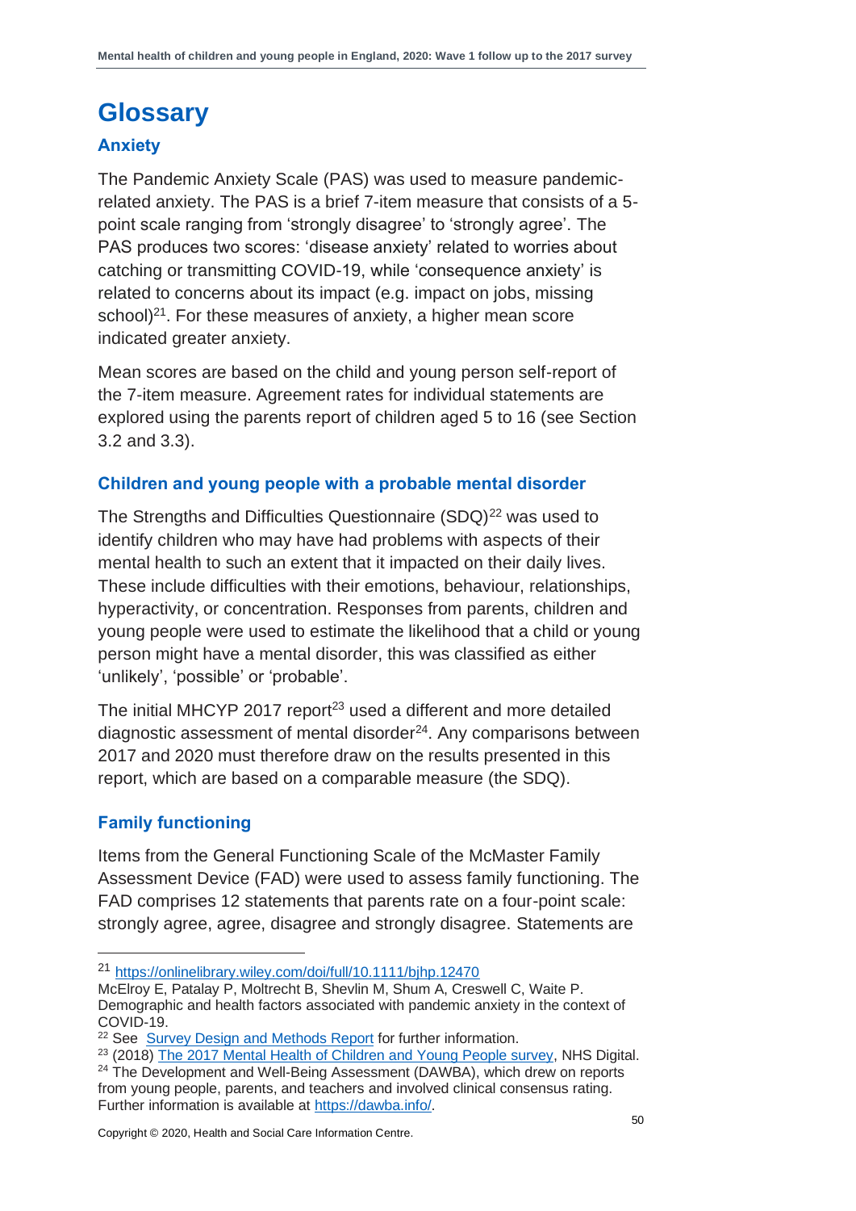# Glossary

## Anxiety

The Pandemic Anxiety Scale (PAS) was used to measure pandemic-related anxiety. The PAS is a brief 7-item measure that consists of a 5-point scale ranging from 'strongly disagree' to 'strongly agree'. The PAS produces two scores: 'disease anxiety' related to worries about catching or transmitting COVID-19, while 'consequence anxiety' is related to concerns about its impact (e.g. impact on jobs, missing school)[21]. For these measures of anxiety, a higher mean score indicated greater anxiety.

Mean scores are based on the child and young person self-report of the 7-item measure. Agreement rates for individual statements are explored using the parents report of children aged 5 to 16 (see Section 3.2 and 3.3).

## Children and young people with a probable mental disorder

The Strengths and Difficulties Questionnaire (SDQ)[22] was used to identify children who may have had problems with aspects of their mental health to such an extent that it impacted on their daily lives. These include difficulties with their emotions, behaviour, relationships, hyperactivity, or concentration. Responses from parents, children and young people were used to estimate the likelihood that a child or young person might have a mental disorder, this was classified as either 'unlikely', 'possible' or 'probable'.

The initial MHCYP 2017 report[23] used a different and more detailed diagnostic assessment of mental disorder[24]. Any comparisons between 2017 and 2020 must therefore draw on the results presented in this report, which are based on a comparable measure (the SDQ).

## Family functioning

Items from the General Functioning Scale of the McMaster Family Assessment Device (FAD) were used to assess family functioning. The FAD comprises 12 statements that parents rate on a four-point scale: strongly agree, agree, disagree and strongly disagree. Statements are

---

[21] https://onlinelibrary.wiley.com/doi/full/10.1111/bjhp.12470
McElroy E, Patalay P, Moltrecht B, Shevlin M, Shum A, Creswell C, Waite P. Demographic and health factors associated with pandemic anxiety in the context of COVID-19.

[22] See Survey Design and Methods Report for further information.

[23] (2018) The 2017 Mental Health of Children and Young People survey, NHS Digital.

[24] The Development and Well-Being Assessment (DAWBA), which drew on reports from young people, parents, and teachers and involved clinical consensus rating. Further information is available at https://dawba.info/.

Copyright © 2020, Health and Social Care Information Centre.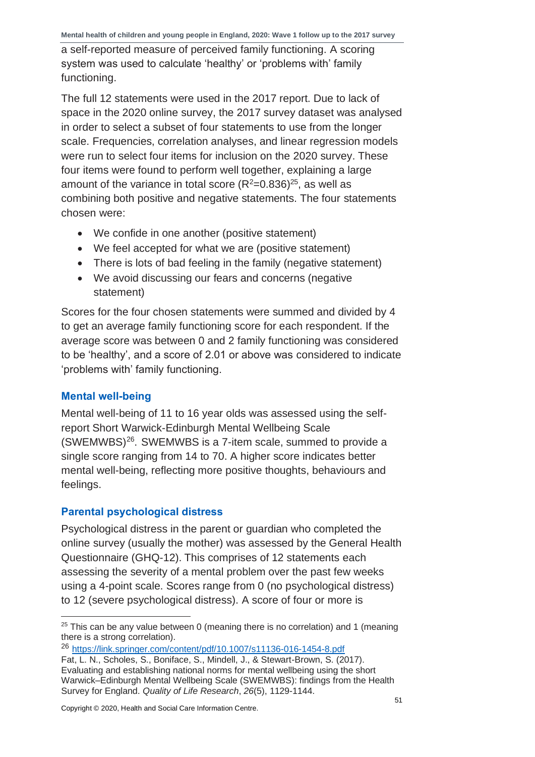a self-reported measure of perceived family functioning. A scoring system was used to calculate 'healthy' or 'problems with' family functioning.

The full 12 statements were used in the 2017 report. Due to lack of space in the 2020 online survey, the 2017 survey dataset was analysed in order to select a subset of four statements to use from the longer scale. Frequencies, correlation analyses, and linear regression models were run to select four items for inclusion on the 2020 survey. These four items were found to perform well together, explaining a large amount of the variance in total score ($R^2$=0.836)[25], as well as combining both positive and negative statements. The four statements chosen were:

- We confide in one another (positive statement)
- We feel accepted for what we are (positive statement)
- There is lots of bad feeling in the family (negative statement)
- We avoid discussing our fears and concerns (negative statement)

Scores for the four chosen statements were summed and divided by 4 to get an average family functioning score for each respondent. If the average score was between 0 and 2 family functioning was considered to be 'healthy', and a score of 2.01 or above was considered to indicate 'problems with' family functioning.

### Mental well-being

Mental well-being of 11 to 16 year olds was assessed using the self-report Short Warwick-Edinburgh Mental Wellbeing Scale (SWEMWBS)[26]. SWEMWBS is a 7-item scale, summed to provide a single score ranging from 14 to 70. A higher score indicates better mental well-being, reflecting more positive thoughts, behaviours and feelings.

### Parental psychological distress

Psychological distress in the parent or guardian who completed the online survey (usually the mother) was assessed by the General Health Questionnaire (GHQ-12). This comprises of 12 statements each assessing the severity of a mental problem over the past few weeks using a 4-point scale. Scores range from 0 (no psychological distress) to 12 (severe psychological distress). A score of four or more is

[25] This can be any value between 0 (meaning there is no correlation) and 1 (meaning there is a strong correlation).

[26] https://link.springer.com/content/pdf/10.1007/s11136-016-1454-8.pdf
Fat, L. N., Scholes, S., Boniface, S., Mindell, J., & Stewart-Brown, S. (2017). Evaluating and establishing national norms for mental wellbeing using the short Warwick–Edinburgh Mental Wellbeing Scale (SWEMWBS): findings from the Health Survey for England. *Quality of Life Research*, *26*(5), 1129-1144.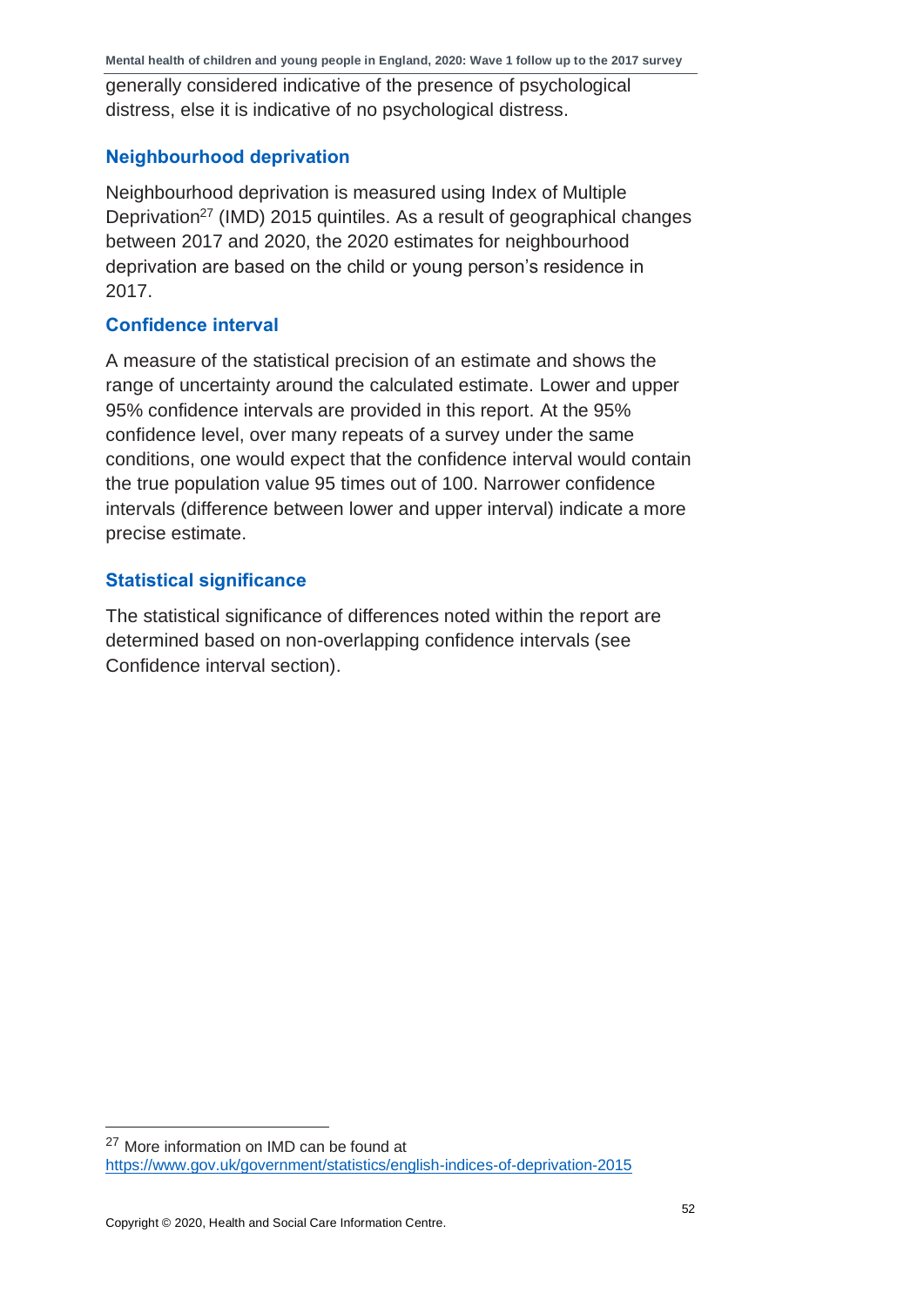generally considered indicative of the presence of psychological distress, else it is indicative of no psychological distress.

### Neighbourhood deprivation

Neighbourhood deprivation is measured using Index of Multiple Deprivation[27] (IMD) 2015 quintiles. As a result of geographical changes between 2017 and 2020, the 2020 estimates for neighbourhood deprivation are based on the child or young person's residence in 2017.

### Confidence interval

A measure of the statistical precision of an estimate and shows the range of uncertainty around the calculated estimate. Lower and upper 95% confidence intervals are provided in this report. At the 95% confidence level, over many repeats of a survey under the same conditions, one would expect that the confidence interval would contain the true population value 95 times out of 100. Narrower confidence intervals (difference between lower and upper interval) indicate a more precise estimate.

### Statistical significance

The statistical significance of differences noted within the report are determined based on non-overlapping confidence intervals (see Confidence interval section).

---

[27] More information on IMD can be found at https://www.gov.uk/government/statistics/english-indices-of-deprivation-2015

Copyright © 2020, Health and Social Care Information Centre.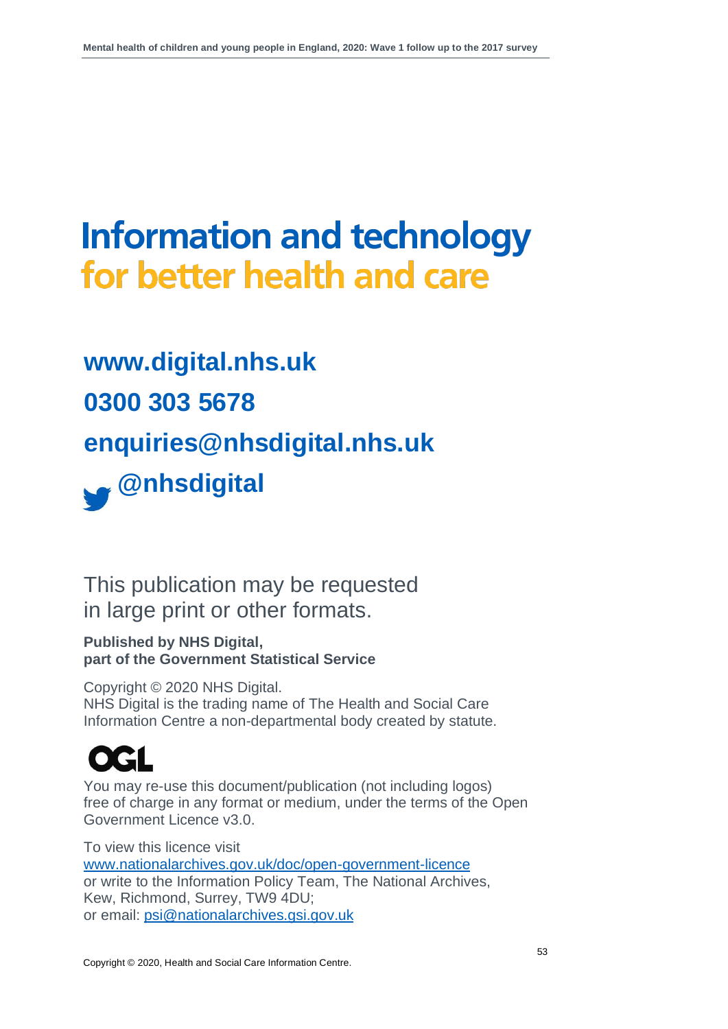# Information and technology for better health and care

**www.digital.nhs.uk**

**0300 303 5678**

**enquiries@nhsdigital.nhs.uk**

**@nhsdigital**

This publication may be requested in large print or other formats.

**Published by NHS Digital, part of the Government Statistical Service**

Copyright © 2020 NHS Digital.
NHS Digital is the trading name of The Health and Social Care Information Centre a non-departmental body created by statute.

OGL

You may re-use this document/publication (not including logos) free of charge in any format or medium, under the terms of the Open Government Licence v3.0.

To view this licence visit
www.nationalarchives.gov.uk/doc/open-government-licence
or write to the Information Policy Team, The National Archives, Kew, Richmond, Surrey, TW9 4DU;
or email: psi@nationalarchives.gsi.gov.uk

Copyright © 2020, Health and Social Care Information Centre.